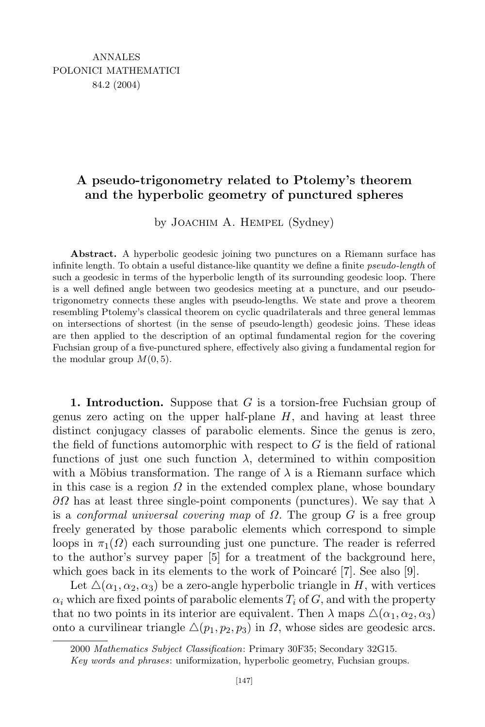# A pseudo-trigonometry related to Ptolemy's theorem and the hyperbolic geometry of punctured spheres

by Joachim A. Hempel (Sydney)

**Abstract.** A hyperbolic geodesic joining two punctures on a Riemann surface has infinite length. To obtain a useful distance-like quantity we define a finite *pseudo-length* of such a geodesic in terms of the hyperbolic length of its surrounding geodesic loop. There is a well defined angle between two geodesics meeting at a puncture, and our pseudo-trigonometry connects these angles with pseudo-lengths. We state and prove a theorem resembling Ptolemy's classical theorem on cyclic quadrilaterals and three general lemmas on intersections of shortest (in the sense of pseudo-length) geodesic joins. These ideas are then applied to the description of an optimal fundamental region for the covering Fuchsian group of a five-punctured sphere, effectively also giving a fundamental region for the modular group $M(0,5)$.

**1. Introduction.** Suppose that $G$ is a torsion-free Fuchsian group of genus zero acting on the upper half-plane $H$, and having at least three distinct conjugacy classes of parabolic elements. Since the genus is zero, the field of functions automorphic with respect to $G$ is the field of rational functions of just one such function $\lambda$, determined to within composition with a Möbius transformation. The range of $\lambda$ is a Riemann surface which in this case is a region $\Omega$ in the extended complex plane, whose boundary $\partial\Omega$ has at least three single-point components (punctures). We say that $\lambda$ is a *conformal universal covering map* of $\Omega$. The group $G$ is a free group freely generated by those parabolic elements which correspond to simple loops in $\pi_1(\Omega)$ each surrounding just one puncture. The reader is referred to the author's survey paper [5] for a treatment of the background here, which goes back in its elements to the work of Poincaré [7]. See also [9].

Let $\triangle(\alpha_1, \alpha_2, \alpha_3)$ be a zero-angle hyperbolic triangle in $H$, with vertices $\alpha_i$ which are fixed points of parabolic elements $T_i$ of $G$, and with the property that no two points in its interior are equivalent. Then $\lambda$ maps $\triangle(\alpha_1, \alpha_2, \alpha_3)$ onto a curvilinear triangle $\triangle(p_1, p_2, p_3)$ in $\Omega$, whose sides are geodesic arcs.

2000 *Mathematics Subject Classification*: Primary 30F35; Secondary 32G15.

*Key words and phrases*: uniformization, hyperbolic geometry, Fuchsian groups.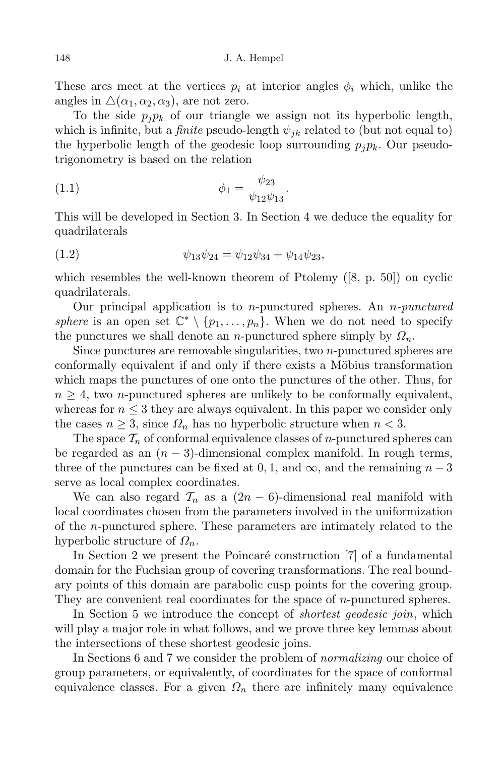These arcs meet at the vertices $p_i$ at interior angles $\phi_i$ which, unlike the angles in $\triangle(\alpha_1, \alpha_2, \alpha_3)$, are not zero.

To the side $p_j p_k$ of our triangle we assign not its hyperbolic length, which is infinite, but a *finite* pseudo-length $\psi_{jk}$ related to (but not equal to) the hyperbolic length of the geodesic loop surrounding $p_j p_k$. Our pseudo-trigonometry is based on the relation

$$\phi_1 = \frac{\psi_{23}}{\psi_{12}\psi_{13}}. \tag{1.1}$$

This will be developed in Section 3. In Section 4 we deduce the equality for quadrilaterals

$$\psi_{13}\psi_{24} = \psi_{12}\psi_{34} + \psi_{14}\psi_{23}, \tag{1.2}$$

which resembles the well-known theorem of Ptolemy ([8, p. 50]) on cyclic quadrilaterals.

Our principal application is to $n$-punctured spheres. An *$n$-punctured sphere* is an open set $\mathbb{C}^* \setminus \{p_1, \ldots, p_n\}$. When we do not need to specify the punctures we shall denote an $n$-punctured sphere simply by $\Omega_n$.

Since punctures are removable singularities, two $n$-punctured spheres are conformally equivalent if and only if there exists a Möbius transformation which maps the punctures of one onto the punctures of the other. Thus, for $n \geq 4$, two $n$-punctured spheres are unlikely to be conformally equivalent, whereas for $n \leq 3$ they are always equivalent. In this paper we consider only the cases $n \geq 3$, since $\Omega_n$ has no hyperbolic structure when $n < 3$.

The space $\mathcal{T}_n$ of conformal equivalence classes of $n$-punctured spheres can be regarded as an $(n-3)$-dimensional complex manifold. In rough terms, three of the punctures can be fixed at $0, 1$, and $\infty$, and the remaining $n-3$ serve as local complex coordinates.

We can also regard $\mathcal{T}_n$ as a $(2n-6)$-dimensional real manifold with local coordinates chosen from the parameters involved in the uniformization of the $n$-punctured sphere. These parameters are intimately related to the hyperbolic structure of $\Omega_n$.

In Section 2 we present the Poincaré construction [7] of a fundamental domain for the Fuchsian group of covering transformations. The real boundary points of this domain are parabolic cusp points for the covering group. They are convenient real coordinates for the space of $n$-punctured spheres.

In Section 5 we introduce the concept of *shortest geodesic join*, which will play a major role in what follows, and we prove three key lemmas about the intersections of these shortest geodesic joins.

In Sections 6 and 7 we consider the problem of *normalizing* our choice of group parameters, or equivalently, of coordinates for the space of conformal equivalence classes. For a given $\Omega_n$ there are infinitely many equivalence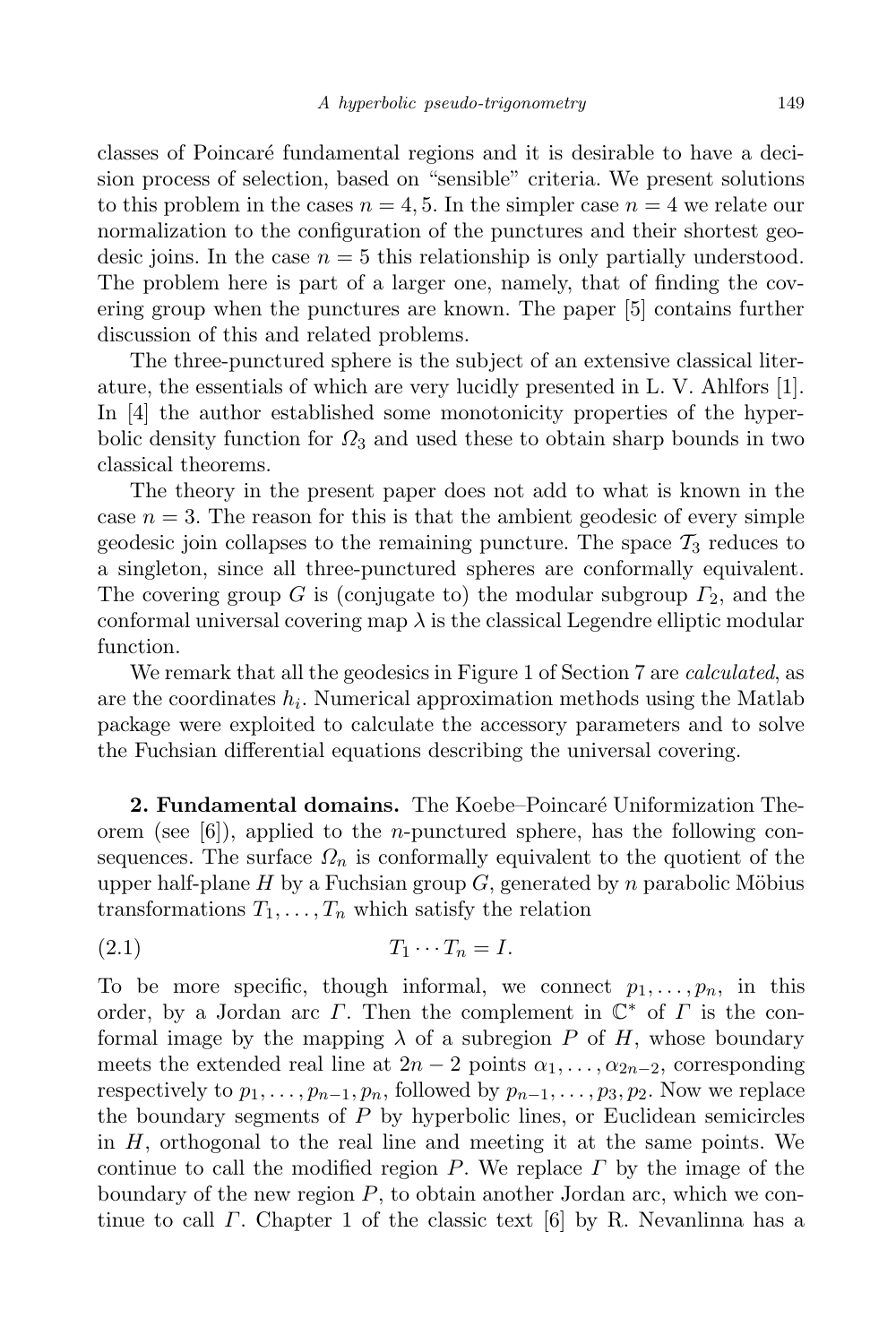classes of Poincaré fundamental regions and it is desirable to have a decision process of selection, based on "sensible" criteria. We present solutions to this problem in the cases $n = 4, 5$. In the simpler case $n = 4$ we relate our normalization to the configuration of the punctures and their shortest geodesic joins. In the case $n = 5$ this relationship is only partially understood. The problem here is part of a larger one, namely, that of finding the covering group when the punctures are known. The paper [5] contains further discussion of this and related problems.

The three-punctured sphere is the subject of an extensive classical literature, the essentials of which are very lucidly presented in L. V. Ahlfors [1]. In [4] the author established some monotonicity properties of the hyperbolic density function for $\Omega_3$ and used these to obtain sharp bounds in two classical theorems.

The theory in the present paper does not add to what is known in the case $n = 3$. The reason for this is that the ambient geodesic of every simple geodesic join collapses to the remaining puncture. The space $\mathcal{T}_3$ reduces to a singleton, since all three-punctured spheres are conformally equivalent. The covering group $G$ is (conjugate to) the modular subgroup $\Gamma_2$, and the conformal universal covering map $\lambda$ is the classical Legendre elliptic modular function.

We remark that all the geodesics in Figure 1 of Section 7 are *calculated*, as are the coordinates $h_i$. Numerical approximation methods using the Matlab package were exploited to calculate the accessory parameters and to solve the Fuchsian differential equations describing the universal covering.

**2. Fundamental domains.** The Koebe–Poincaré Uniformization Theorem (see [6]), applied to the $n$-punctured sphere, has the following consequences. The surface $\Omega_n$ is conformally equivalent to the quotient of the upper half-plane $H$ by a Fuchsian group $G$, generated by $n$ parabolic Möbius transformations $T_1, \ldots, T_n$ which satisfy the relation

$$T_1 \cdots T_n = I. \tag{2.1}$$

To be more specific, though informal, we connect $p_1, \ldots, p_n$, in this order, by a Jordan arc $\Gamma$. Then the complement in $\mathbb{C}^*$ of $\Gamma$ is the conformal image by the mapping $\lambda$ of a subregion $P$ of $H$, whose boundary meets the extended real line at $2n - 2$ points $\alpha_1, \ldots, \alpha_{2n-2}$, corresponding respectively to $p_1, \ldots, p_{n-1}, p_n$, followed by $p_{n-1}, \ldots, p_3, p_2$. Now we replace the boundary segments of $P$ by hyperbolic lines, or Euclidean semicircles in $H$, orthogonal to the real line and meeting it at the same points. We continue to call the modified region $P$. We replace $\Gamma$ by the image of the boundary of the new region $P$, to obtain another Jordan arc, which we continue to call $\Gamma$. Chapter 1 of the classic text [6] by R. Nevanlinna has a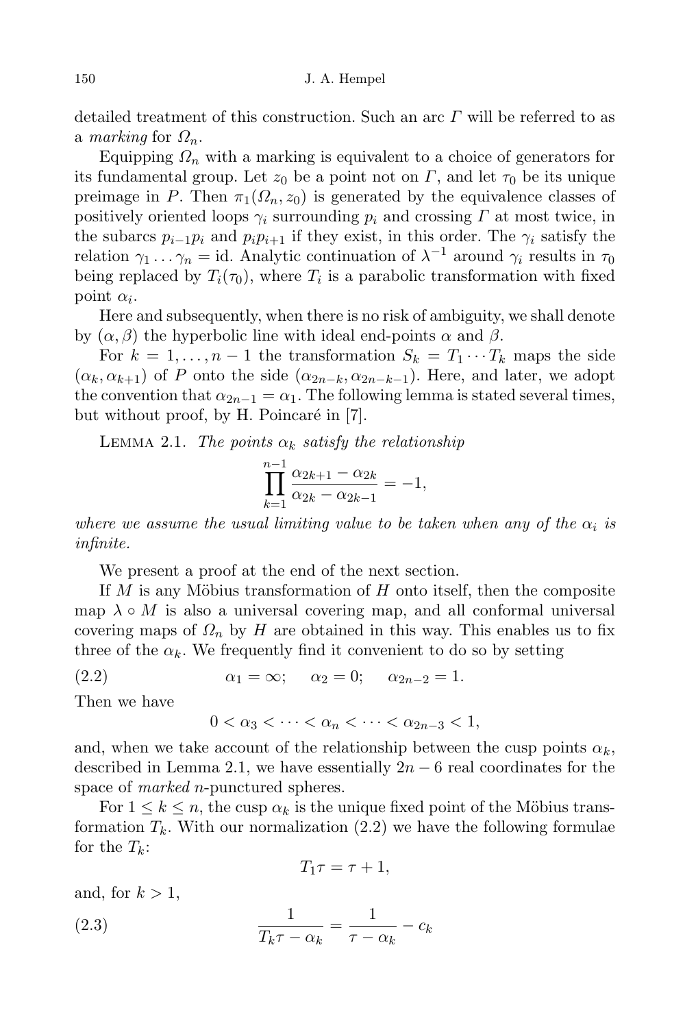detailed treatment of this construction. Such an arc $\Gamma$ will be referred to as a *marking* for $\Omega_n$.

Equipping $\Omega_n$ with a marking is equivalent to a choice of generators for its fundamental group. Let $z_0$ be a point not on $\Gamma$, and let $\tau_0$ be its unique preimage in $P$. Then $\pi_1(\Omega_n, z_0)$ is generated by the equivalence classes of positively oriented loops $\gamma_i$ surrounding $p_i$ and crossing $\Gamma$ at most twice, in the subarcs $p_{i-1}p_i$ and $p_ip_{i+1}$ if they exist, in this order. The $\gamma_i$ satisfy the relation $\gamma_1 \dots \gamma_n = \mathrm{id}$. Analytic continuation of $\lambda^{-1}$ around $\gamma_i$ results in $\tau_0$ being replaced by $T_i(\tau_0)$, where $T_i$ is a parabolic transformation with fixed point $\alpha_i$.

Here and subsequently, when there is no risk of ambiguity, we shall denote by $(\alpha, \beta)$ the hyperbolic line with ideal end-points $\alpha$ and $\beta$.

For $k = 1, \dots, n-1$ the transformation $S_k = T_1 \cdots T_k$ maps the side $(\alpha_k, \alpha_{k+1})$ of $P$ onto the side $(\alpha_{2n-k}, \alpha_{2n-k-1})$. Here, and later, we adopt the convention that $\alpha_{2n-1} = \alpha_1$. The following lemma is stated several times, but without proof, by H. Poincaré in [7].

Lemma 2.1. *The points $\alpha_k$ satisfy the relationship*

$$\prod_{k=1}^{n-1} \frac{\alpha_{2k+1} - \alpha_{2k}}{\alpha_{2k} - \alpha_{2k-1}} = -1,$$

*where we assume the usual limiting value to be taken when any of the $\alpha_i$ is infinite.*

We present a proof at the end of the next section.

If $M$ is any Möbius transformation of $H$ onto itself, then the composite map $\lambda \circ M$ is also a universal covering map, and all conformal universal covering maps of $\Omega_n$ by $H$ are obtained in this way. This enables us to fix three of the $\alpha_k$. We frequently find it convenient to do so by setting

$$\alpha_1 = \infty; \quad \alpha_2 = 0; \quad \alpha_{2n-2} = 1. \tag{2.2}$$

Then we have

$$0 < \alpha_3 < \cdots < \alpha_n < \cdots < \alpha_{2n-3} < 1,$$

and, when we take account of the relationship between the cusp points $\alpha_k$, described in Lemma 2.1, we have essentially $2n-6$ real coordinates for the space of *marked* $n$-punctured spheres.

For $1 \le k \le n$, the cusp $\alpha_k$ is the unique fixed point of the Möbius transformation $T_k$. With our normalization (2.2) we have the following formulae for the $T_k$:

$$T_1\tau = \tau + 1,$$

and, for $k > 1$,

$$\frac{1}{T_k\tau - \alpha_k} = \frac{1}{\tau - \alpha_k} - c_k \tag{2.3}$$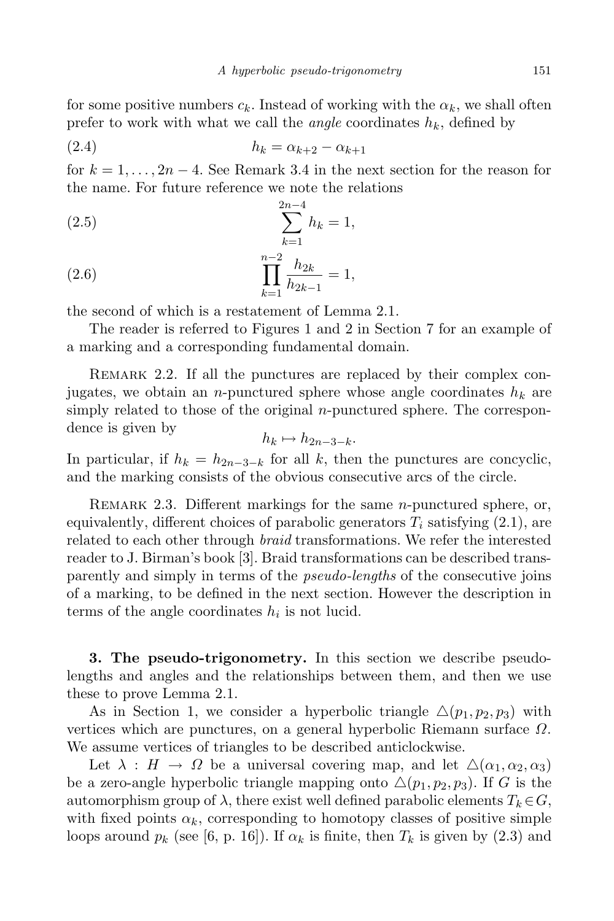for some positive numbers $c_k$. Instead of working with the $\alpha_k$, we shall often prefer to work with what we call the *angle* coordinates $h_k$, defined by

$$h_k = \alpha_{k+2} - \alpha_{k+1} \tag{2.4}$$

for $k = 1, \ldots, 2n-4$. See Remark 3.4 in the next section for the reason for the name. For future reference we note the relations

$$\sum_{k=1}^{2n-4} h_k = 1, \tag{2.5}$$

$$\prod_{k=1}^{n-2} \frac{h_{2k}}{h_{2k-1}} = 1, \tag{2.6}$$

the second of which is a restatement of Lemma 2.1.

The reader is referred to Figures 1 and 2 in Section 7 for an example of a marking and a corresponding fundamental domain.

Remark 2.2. If all the punctures are replaced by their complex conjugates, we obtain an $n$-punctured sphere whose angle coordinates $h_k$ are simply related to those of the original $n$-punctured sphere. The correspondence is given by

$$h_k \mapsto h_{2n-3-k}.$$

In particular, if $h_k = h_{2n-3-k}$ for all $k$, then the punctures are concyclic, and the marking consists of the obvious consecutive arcs of the circle.

Remark 2.3. Different markings for the same $n$-punctured sphere, or, equivalently, different choices of parabolic generators $T_i$ satisfying (2.1), are related to each other through *braid* transformations. We refer the interested reader to J. Birman's book [3]. Braid transformations can be described transparently and simply in terms of the *pseudo-lengths* of the consecutive joins of a marking, to be defined in the next section. However the description in terms of the angle coordinates $h_i$ is not lucid.

**3. The pseudo-trigonometry.** In this section we describe pseudo-lengths and angles and the relationships between them, and then we use these to prove Lemma 2.1.

As in Section 1, we consider a hyperbolic triangle $\triangle(p_1, p_2, p_3)$ with vertices which are punctures, on a general hyperbolic Riemann surface $\Omega$. We assume vertices of triangles to be described anticlockwise.

Let $\lambda : H \to \Omega$ be a universal covering map, and let $\triangle(\alpha_1, \alpha_2, \alpha_3)$ be a zero-angle hyperbolic triangle mapping onto $\triangle(p_1, p_2, p_3)$. If $G$ is the automorphism group of $\lambda$, there exist well defined parabolic elements $T_k \in G$, with fixed points $\alpha_k$, corresponding to homotopy classes of positive simple loops around $p_k$ (see [6, p. 16]). If $\alpha_k$ is finite, then $T_k$ is given by (2.3) and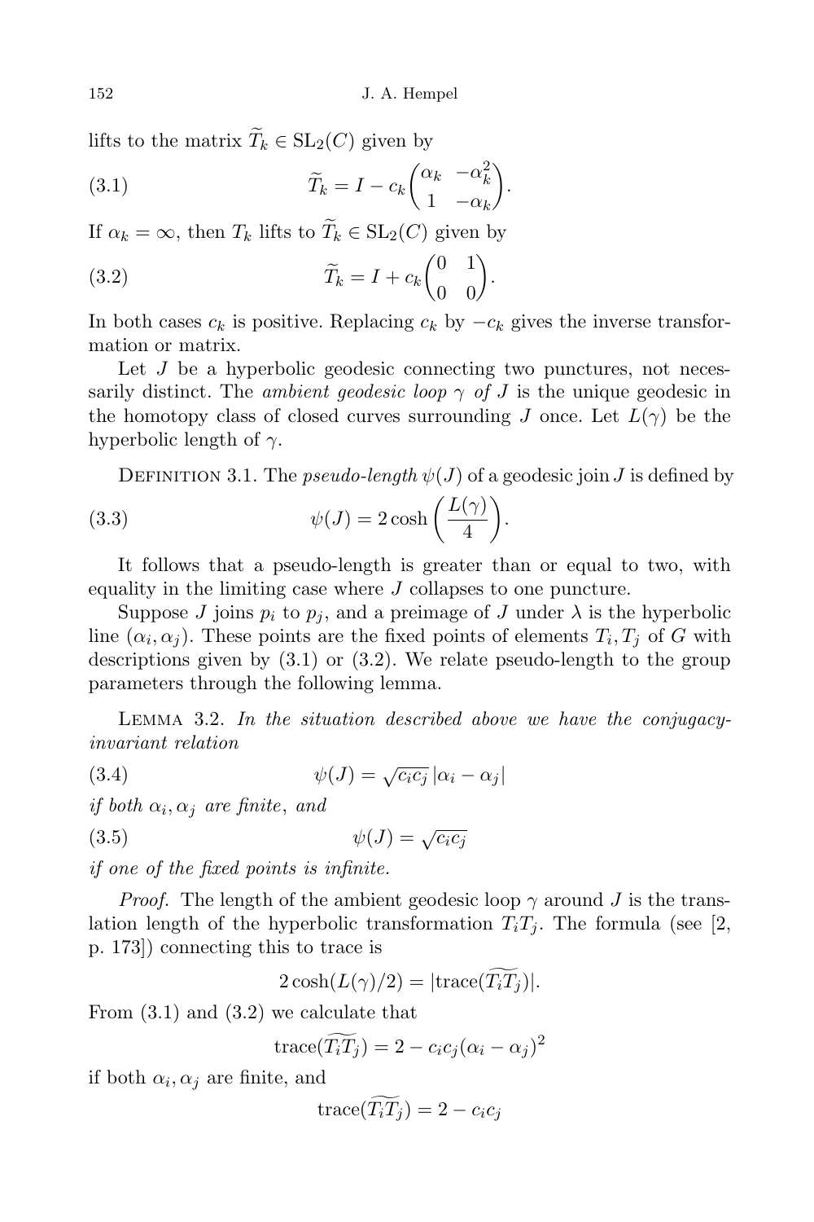lifts to the matrix $\widetilde{T}_k \in \mathrm{SL}_2(C)$ given by

$$\widetilde{T}_k = I - c_k \begin{pmatrix} \alpha_k & -\alpha_k^2 \\ 1 & -\alpha_k \end{pmatrix}. \tag{3.1}$$

If $\alpha_k = \infty$, then $T_k$ lifts to $\widetilde{T}_k \in \mathrm{SL}_2(C)$ given by

$$\widetilde{T}_k = I + c_k \begin{pmatrix} 0 & 1 \\ 0 & 0 \end{pmatrix}. \tag{3.2}$$

In both cases $c_k$ is positive. Replacing $c_k$ by $-c_k$ gives the inverse transformation or matrix.

Let $J$ be a hyperbolic geodesic connecting two punctures, not necessarily distinct. The *ambient geodesic loop* $\gamma$ *of* $J$ is the unique geodesic in the homotopy class of closed curves surrounding $J$ once. Let $L(\gamma)$ be the hyperbolic length of $\gamma$.

Definition 3.1. The *pseudo-length* $\psi(J)$ of a geodesic join $J$ is defined by

$$\psi(J) = 2\cosh\left(\frac{L(\gamma)}{4}\right). \tag{3.3}$$

It follows that a pseudo-length is greater than or equal to two, with equality in the limiting case where $J$ collapses to one puncture.

Suppose $J$ joins $p_i$ to $p_j$, and a preimage of $J$ under $\lambda$ is the hyperbolic line $(\alpha_i, \alpha_j)$. These points are the fixed points of elements $T_i, T_j$ of $G$ with descriptions given by (3.1) or (3.2). We relate pseudo-length to the group parameters through the following lemma.

Lemma 3.2. *In the situation described above we have the conjugacy-invariant relation*

$$\psi(J) = \sqrt{c_i c_j}\,|\alpha_i - \alpha_j| \tag{3.4}$$

*if both* $\alpha_i, \alpha_j$ *are finite, and*

$$\psi(J) = \sqrt{c_i c_j} \tag{3.5}$$

*if one of the fixed points is infinite.*

*Proof.* The length of the ambient geodesic loop $\gamma$ around $J$ is the translation length of the hyperbolic transformation $T_iT_j$. The formula (see [2, p. 173]) connecting this to trace is

$$2\cosh(L(\gamma)/2) = |\mathrm{trace}(\widetilde{T_iT_j})|.$$

From (3.1) and (3.2) we calculate that

$$\mathrm{trace}(\widetilde{T_iT_j}) = 2 - c_ic_j(\alpha_i - \alpha_j)^2$$

if both $\alpha_i, \alpha_j$ are finite, and

$$\mathrm{trace}(\widetilde{T_iT_j}) = 2 - c_ic_j$$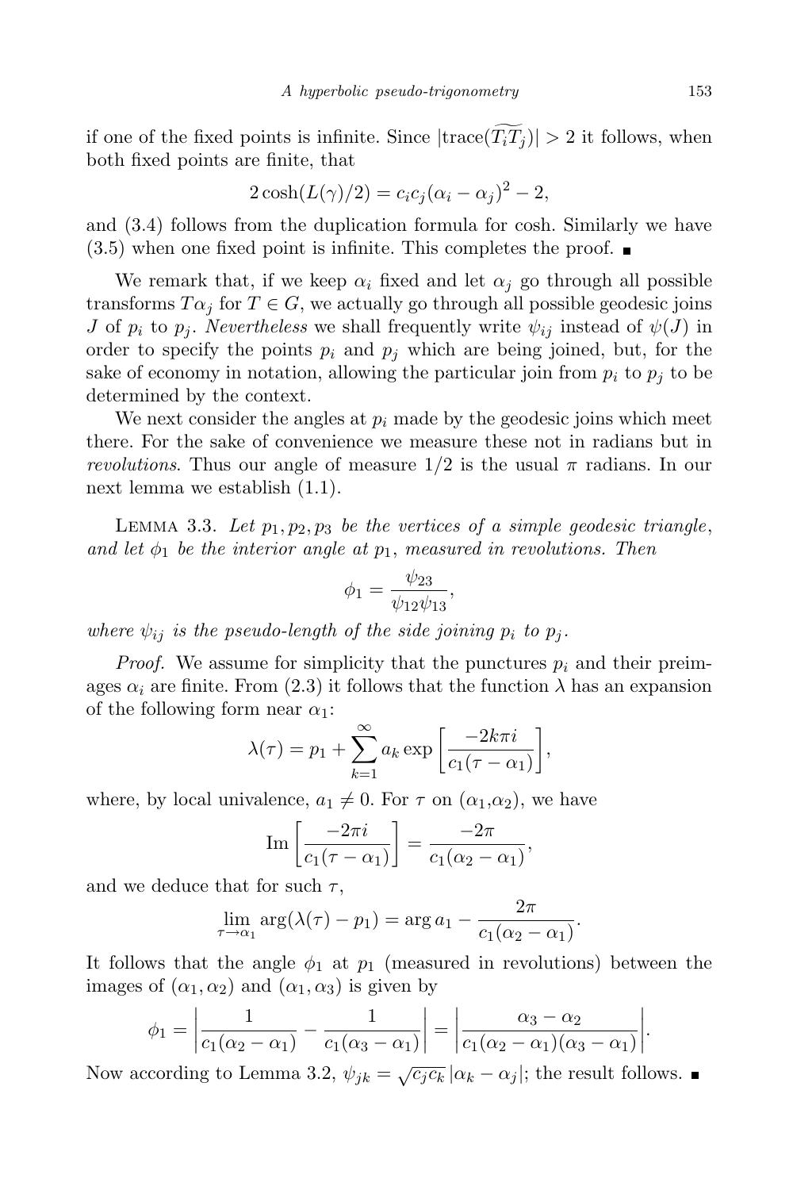if one of the fixed points is infinite. Since $|\text{trace}(\widetilde{T_i T_j})| > 2$ it follows, when both fixed points are finite, that

$$2\cosh(L(\gamma)/2) = c_i c_j (\alpha_i - \alpha_j)^2 - 2,$$

and (3.4) follows from the duplication formula for cosh. Similarly we have (3.5) when one fixed point is infinite. This completes the proof. ∎

We remark that, if we keep $\alpha_i$ fixed and let $\alpha_j$ go through all possible transforms $T\alpha_j$ for $T \in G$, we actually go through all possible geodesic joins $J$ of $p_i$ to $p_j$. *Nevertheless* we shall frequently write $\psi_{ij}$ instead of $\psi(J)$ in order to specify the points $p_i$ and $p_j$ which are being joined, but, for the sake of economy in notation, allowing the particular join from $p_i$ to $p_j$ to be determined by the context.

We next consider the angles at $p_i$ made by the geodesic joins which meet there. For the sake of convenience we measure these not in radians but in *revolutions*. Thus our angle of measure $1/2$ is the usual $\pi$ radians. In our next lemma we establish (1.1).

Lemma 3.3. *Let $p_1, p_2, p_3$ be the vertices of a simple geodesic triangle, and let $\phi_1$ be the interior angle at $p_1$, measured in revolutions. Then*

$$\phi_1 = \frac{\psi_{23}}{\psi_{12}\psi_{13}},$$

*where $\psi_{ij}$ is the pseudo-length of the side joining $p_i$ to $p_j$.*

*Proof.* We assume for simplicity that the punctures $p_i$ and their preimages $\alpha_i$ are finite. From (2.3) it follows that the function $\lambda$ has an expansion of the following form near $\alpha_1$:

$$\lambda(\tau) = p_1 + \sum_{k=1}^{\infty} a_k \exp\left[\frac{-2k\pi i}{c_1(\tau - \alpha_1)}\right],$$

where, by local univalence, $a_1 \neq 0$. For $\tau$ on $(\alpha_1, \alpha_2)$, we have

$$\text{Im}\left[\frac{-2\pi i}{c_1(\tau - \alpha_1)}\right] = \frac{-2\pi}{c_1(\alpha_2 - \alpha_1)},$$

and we deduce that for such $\tau$,

$$\lim_{\tau \to \alpha_1} \arg(\lambda(\tau) - p_1) = \arg a_1 - \frac{2\pi}{c_1(\alpha_2 - \alpha_1)}.$$

It follows that the angle $\phi_1$ at $p_1$ (measured in revolutions) between the images of $(\alpha_1, \alpha_2)$ and $(\alpha_1, \alpha_3)$ is given by

$$\phi_1 = \left|\frac{1}{c_1(\alpha_2 - \alpha_1)} - \frac{1}{c_1(\alpha_3 - \alpha_1)}\right| = \left|\frac{\alpha_3 - \alpha_2}{c_1(\alpha_2 - \alpha_1)(\alpha_3 - \alpha_1)}\right|.$$

Now according to Lemma 3.2, $\psi_{jk} = \sqrt{c_j c_k}\,|\alpha_k - \alpha_j|$; the result follows. ∎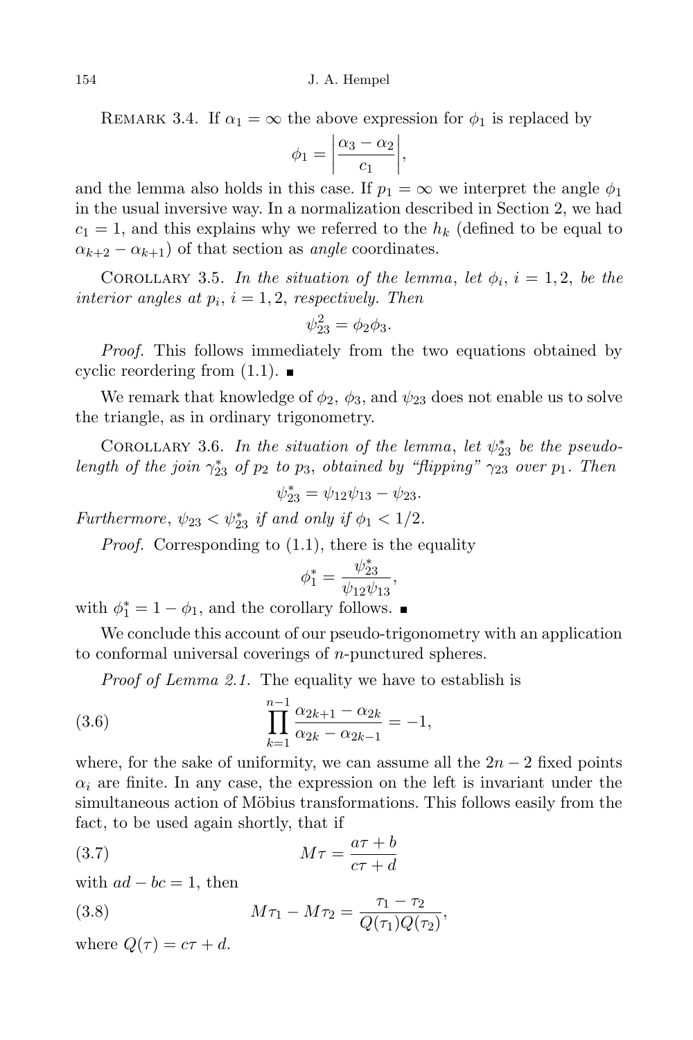Remark 3.4. If $\alpha_1 = \infty$ the above expression for $\phi_1$ is replaced by

$$\phi_1 = \left| \frac{\alpha_3 - \alpha_2}{c_1} \right|,$$

and the lemma also holds in this case. If $p_1 = \infty$ we interpret the angle $\phi_1$ in the usual inversive way. In a normalization described in Section 2, we had $c_1 = 1$, and this explains why we referred to the $h_k$ (defined to be equal to $\alpha_{k+2} - \alpha_{k+1}$) of that section as *angle* coordinates.

Corollary 3.5. *In the situation of the lemma, let $\phi_i$, $i = 1, 2$, be the interior angles at $p_i$, $i = 1, 2$, respectively. Then*

$$\psi_{23}^2 = \phi_2 \phi_3.$$

*Proof.* This follows immediately from the two equations obtained by cyclic reordering from (1.1). ■

We remark that knowledge of $\phi_2$, $\phi_3$, and $\psi_{23}$ does not enable us to solve the triangle, as in ordinary trigonometry.

Corollary 3.6. *In the situation of the lemma, let $\psi_{23}^*$ be the pseudo-length of the join $\gamma_{23}^*$ of $p_2$ to $p_3$, obtained by "flipping" $\gamma_{23}$ over $p_1$. Then*

$$\psi_{23}^* = \psi_{12}\psi_{13} - \psi_{23}.$$

*Furthermore, $\psi_{23} < \psi_{23}^*$ if and only if $\phi_1 < 1/2$.*

*Proof.* Corresponding to (1.1), there is the equality

$$\phi_1^* = \frac{\psi_{23}^*}{\psi_{12}\psi_{13}},$$

with $\phi_1^* = 1 - \phi_1$, and the corollary follows. ■

We conclude this account of our pseudo-trigonometry with an application to conformal universal coverings of $n$-punctured spheres.

*Proof of Lemma 2.1.* The equality we have to establish is

$$\prod_{k=1}^{n-1} \frac{\alpha_{2k+1} - \alpha_{2k}}{\alpha_{2k} - \alpha_{2k-1}} = -1, \tag{3.6}$$

where, for the sake of uniformity, we can assume all the $2n - 2$ fixed points $\alpha_i$ are finite. In any case, the expression on the left is invariant under the simultaneous action of Möbius transformations. This follows easily from the fact, to be used again shortly, that if

$$M\tau = \frac{a\tau + b}{c\tau + d} \tag{3.7}$$

with $ad - bc = 1$, then

$$M\tau_1 - M\tau_2 = \frac{\tau_1 - \tau_2}{Q(\tau_1)Q(\tau_2)}, \tag{3.8}$$

where $Q(\tau) = c\tau + d$.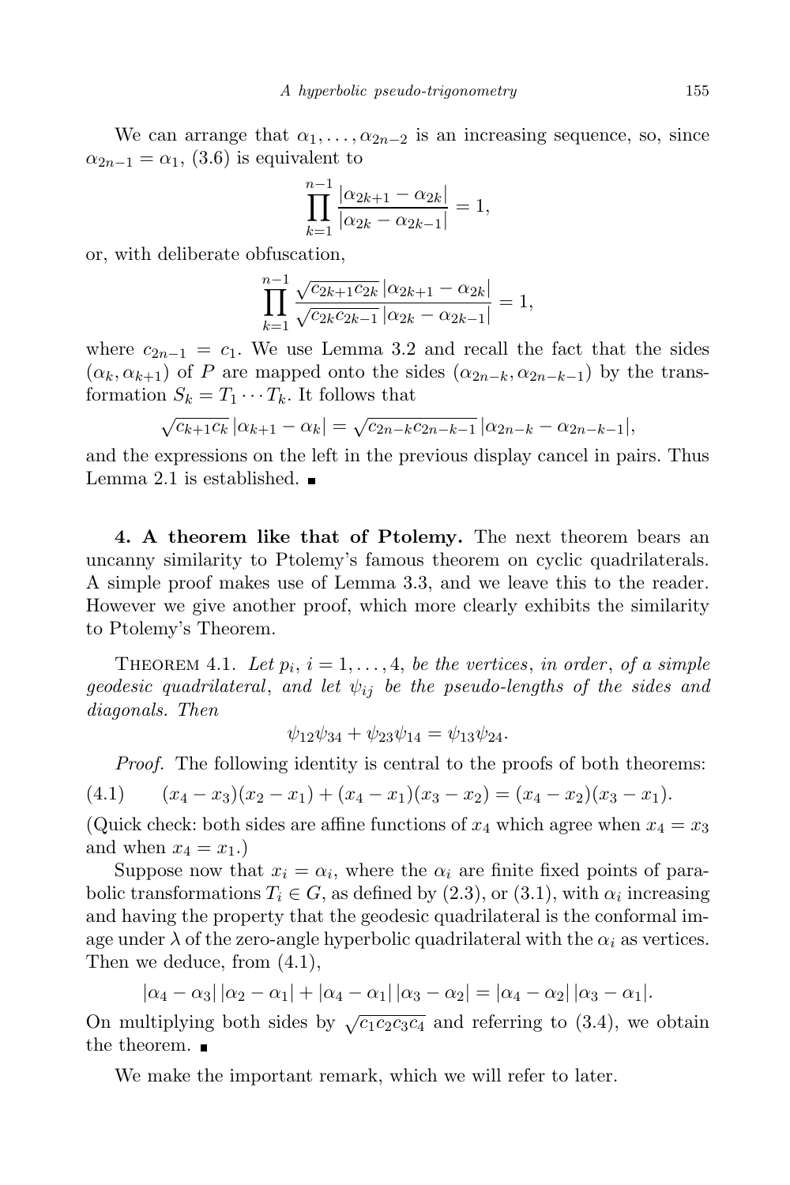We can arrange that $\alpha_1, \ldots, \alpha_{2n-2}$ is an increasing sequence, so, since $\alpha_{2n-1} = \alpha_1$, (3.6) is equivalent to

$$\prod_{k=1}^{n-1} \frac{|\alpha_{2k+1} - \alpha_{2k}|}{|\alpha_{2k} - \alpha_{2k-1}|} = 1,$$

or, with deliberate obfuscation,

$$\prod_{k=1}^{n-1} \frac{\sqrt{c_{2k+1}c_{2k}}\,|\alpha_{2k+1} - \alpha_{2k}|}{\sqrt{c_{2k}c_{2k-1}}\,|\alpha_{2k} - \alpha_{2k-1}|} = 1,$$

where $c_{2n-1} = c_1$. We use Lemma 3.2 and recall the fact that the sides $(\alpha_k, \alpha_{k+1})$ of $P$ are mapped onto the sides $(\alpha_{2n-k}, \alpha_{2n-k-1})$ by the transformation $S_k = T_1 \cdots T_k$. It follows that

$$\sqrt{c_{k+1}c_k}\,|\alpha_{k+1} - \alpha_k| = \sqrt{c_{2n-k}c_{2n-k-1}}\,|\alpha_{2n-k} - \alpha_{2n-k-1}|,$$

and the expressions on the left in the previous display cancel in pairs. Thus Lemma 2.1 is established. ∎

**4. A theorem like that of Ptolemy.** The next theorem bears an uncanny similarity to Ptolemy's famous theorem on cyclic quadrilaterals. A simple proof makes use of Lemma 3.3, and we leave this to the reader. However we give another proof, which more clearly exhibits the similarity to Ptolemy's Theorem.

THEOREM 4.1. *Let $p_i$, $i = 1, \ldots, 4$, be the vertices, in order, of a simple geodesic quadrilateral, and let $\psi_{ij}$ be the pseudo-lengths of the sides and diagonals. Then*

$$\psi_{12}\psi_{34} + \psi_{23}\psi_{14} = \psi_{13}\psi_{24}.$$

*Proof.* The following identity is central to the proofs of both theorems:

$$(4.1) \qquad (x_4 - x_3)(x_2 - x_1) + (x_4 - x_1)(x_3 - x_2) = (x_4 - x_2)(x_3 - x_1).$$

(Quick check: both sides are affine functions of $x_4$ which agree when $x_4 = x_3$ and when $x_4 = x_1$.)

Suppose now that $x_i = \alpha_i$, where the $\alpha_i$ are finite fixed points of parabolic transformations $T_i \in G$, as defined by (2.3), or (3.1), with $\alpha_i$ increasing and having the property that the geodesic quadrilateral is the conformal image under $\lambda$ of the zero-angle hyperbolic quadrilateral with the $\alpha_i$ as vertices. Then we deduce, from (4.1),

$$|\alpha_4 - \alpha_3|\,|\alpha_2 - \alpha_1| + |\alpha_4 - \alpha_1|\,|\alpha_3 - \alpha_2| = |\alpha_4 - \alpha_2|\,|\alpha_3 - \alpha_1|.$$

On multiplying both sides by $\sqrt{c_1c_2c_3c_4}$ and referring to (3.4), we obtain the theorem. ∎

We make the important remark, which we will refer to later.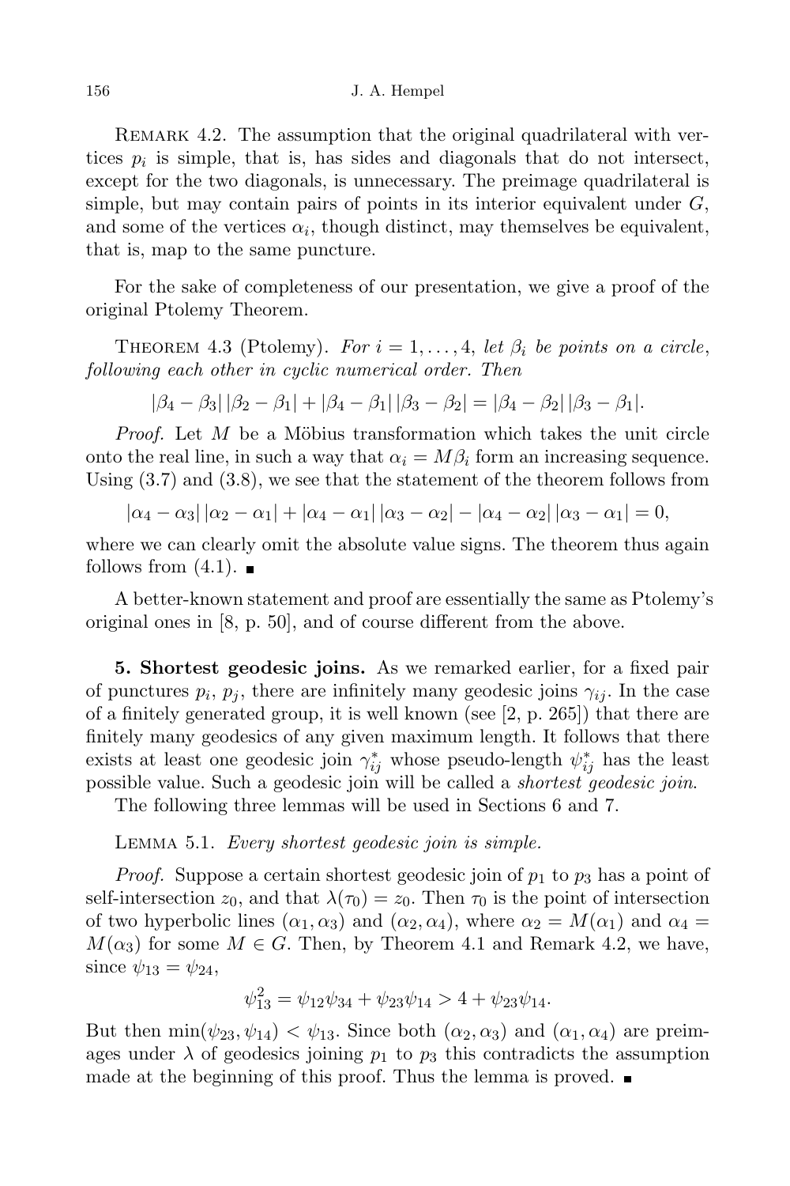REMARK 4.2. The assumption that the original quadrilateral with vertices $p_i$ is simple, that is, has sides and diagonals that do not intersect, except for the two diagonals, is unnecessary. The preimage quadrilateral is simple, but may contain pairs of points in its interior equivalent under $G$, and some of the vertices $\alpha_i$, though distinct, may themselves be equivalent, that is, map to the same puncture.

For the sake of completeness of our presentation, we give a proof of the original Ptolemy Theorem.

THEOREM 4.3 (Ptolemy). *For $i = 1, \ldots, 4$, let $\beta_i$ be points on a circle, following each other in cyclic numerical order. Then*

$$|\beta_4 - \beta_3|\,|\beta_2 - \beta_1| + |\beta_4 - \beta_1|\,|\beta_3 - \beta_2| = |\beta_4 - \beta_2|\,|\beta_3 - \beta_1|.$$

*Proof.* Let $M$ be a Möbius transformation which takes the unit circle onto the real line, in such a way that $\alpha_i = M\beta_i$ form an increasing sequence. Using (3.7) and (3.8), we see that the statement of the theorem follows from

$$|\alpha_4 - \alpha_3|\,|\alpha_2 - \alpha_1| + |\alpha_4 - \alpha_1|\,|\alpha_3 - \alpha_2| - |\alpha_4 - \alpha_2|\,|\alpha_3 - \alpha_1| = 0,$$

where we can clearly omit the absolute value signs. The theorem thus again follows from (4.1). ∎

A better-known statement and proof are essentially the same as Ptolemy's original ones in [8, p. 50], and of course different from the above.

**5. Shortest geodesic joins.** As we remarked earlier, for a fixed pair of punctures $p_i$, $p_j$, there are infinitely many geodesic joins $\gamma_{ij}$. In the case of a finitely generated group, it is well known (see [2, p. 265]) that there are finitely many geodesics of any given maximum length. It follows that there exists at least one geodesic join $\gamma_{ij}^*$ whose pseudo-length $\psi_{ij}^*$ has the least possible value. Such a geodesic join will be called a *shortest geodesic join*.

The following three lemmas will be used in Sections 6 and 7.

LEMMA 5.1. *Every shortest geodesic join is simple.*

*Proof.* Suppose a certain shortest geodesic join of $p_1$ to $p_3$ has a point of self-intersection $z_0$, and that $\lambda(\tau_0) = z_0$. Then $\tau_0$ is the point of intersection of two hyperbolic lines $(\alpha_1, \alpha_3)$ and $(\alpha_2, \alpha_4)$, where $\alpha_2 = M(\alpha_1)$ and $\alpha_4 = M(\alpha_3)$ for some $M \in G$. Then, by Theorem 4.1 and Remark 4.2, we have, since $\psi_{13} = \psi_{24}$,

$$\psi_{13}^2 = \psi_{12}\psi_{34} + \psi_{23}\psi_{14} > 4 + \psi_{23}\psi_{14}.$$

But then $\min(\psi_{23}, \psi_{14}) < \psi_{13}$. Since both $(\alpha_2, \alpha_3)$ and $(\alpha_1, \alpha_4)$ are preimages under $\lambda$ of geodesics joining $p_1$ to $p_3$ this contradicts the assumption made at the beginning of this proof. Thus the lemma is proved. ∎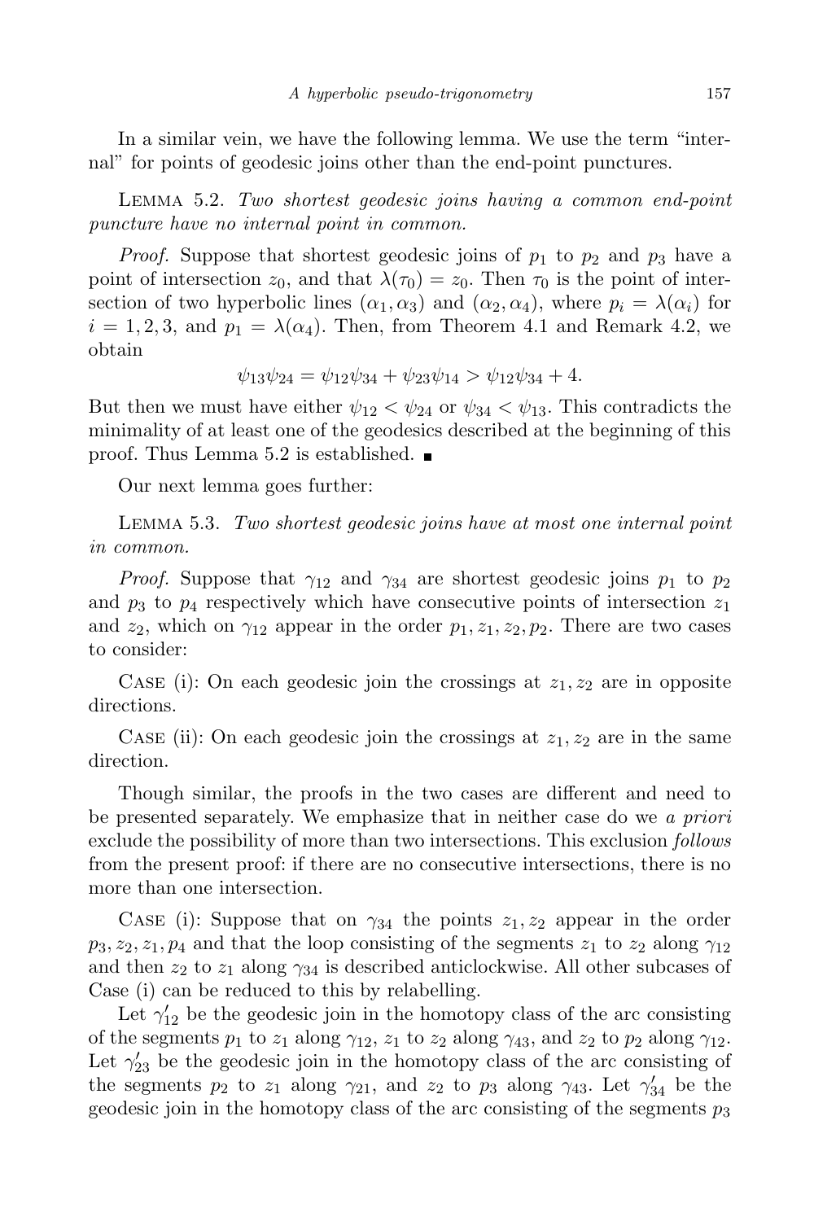In a similar vein, we have the following lemma. We use the term "internal" for points of geodesic joins other than the end-point punctures.

Lemma 5.2. *Two shortest geodesic joins having a common end-point puncture have no internal point in common.*

*Proof.* Suppose that shortest geodesic joins of $p_1$ to $p_2$ and $p_3$ have a point of intersection $z_0$, and that $\lambda(\tau_0) = z_0$. Then $\tau_0$ is the point of intersection of two hyperbolic lines $(\alpha_1, \alpha_3)$ and $(\alpha_2, \alpha_4)$, where $p_i = \lambda(\alpha_i)$ for $i = 1, 2, 3$, and $p_1 = \lambda(\alpha_4)$. Then, from Theorem 4.1 and Remark 4.2, we obtain

$$\psi_{13}\psi_{24} = \psi_{12}\psi_{34} + \psi_{23}\psi_{14} > \psi_{12}\psi_{34} + 4.$$

But then we must have either $\psi_{12} < \psi_{24}$ or $\psi_{34} < \psi_{13}$. This contradicts the minimality of at least one of the geodesics described at the beginning of this proof. Thus Lemma 5.2 is established. ■

Our next lemma goes further:

Lemma 5.3. *Two shortest geodesic joins have at most one internal point in common.*

*Proof.* Suppose that $\gamma_{12}$ and $\gamma_{34}$ are shortest geodesic joins $p_1$ to $p_2$ and $p_3$ to $p_4$ respectively which have consecutive points of intersection $z_1$ and $z_2$, which on $\gamma_{12}$ appear in the order $p_1, z_1, z_2, p_2$. There are two cases to consider:

Case (i): On each geodesic join the crossings at $z_1, z_2$ are in opposite directions.

Case (ii): On each geodesic join the crossings at $z_1, z_2$ are in the same direction.

Though similar, the proofs in the two cases are different and need to be presented separately. We emphasize that in neither case do we *a priori* exclude the possibility of more than two intersections. This exclusion *follows* from the present proof: if there are no consecutive intersections, there is no more than one intersection.

Case (i): Suppose that on $\gamma_{34}$ the points $z_1, z_2$ appear in the order $p_3, z_2, z_1, p_4$ and that the loop consisting of the segments $z_1$ to $z_2$ along $\gamma_{12}$ and then $z_2$ to $z_1$ along $\gamma_{34}$ is described anticlockwise. All other subcases of Case (i) can be reduced to this by relabelling.

Let $\gamma'_{12}$ be the geodesic join in the homotopy class of the arc consisting of the segments $p_1$ to $z_1$ along $\gamma_{12}$, $z_1$ to $z_2$ along $\gamma_{43}$, and $z_2$ to $p_2$ along $\gamma_{12}$. Let $\gamma'_{23}$ be the geodesic join in the homotopy class of the arc consisting of the segments $p_2$ to $z_1$ along $\gamma_{21}$, and $z_2$ to $p_3$ along $\gamma_{43}$. Let $\gamma'_{34}$ be the geodesic join in the homotopy class of the arc consisting of the segments $p_3$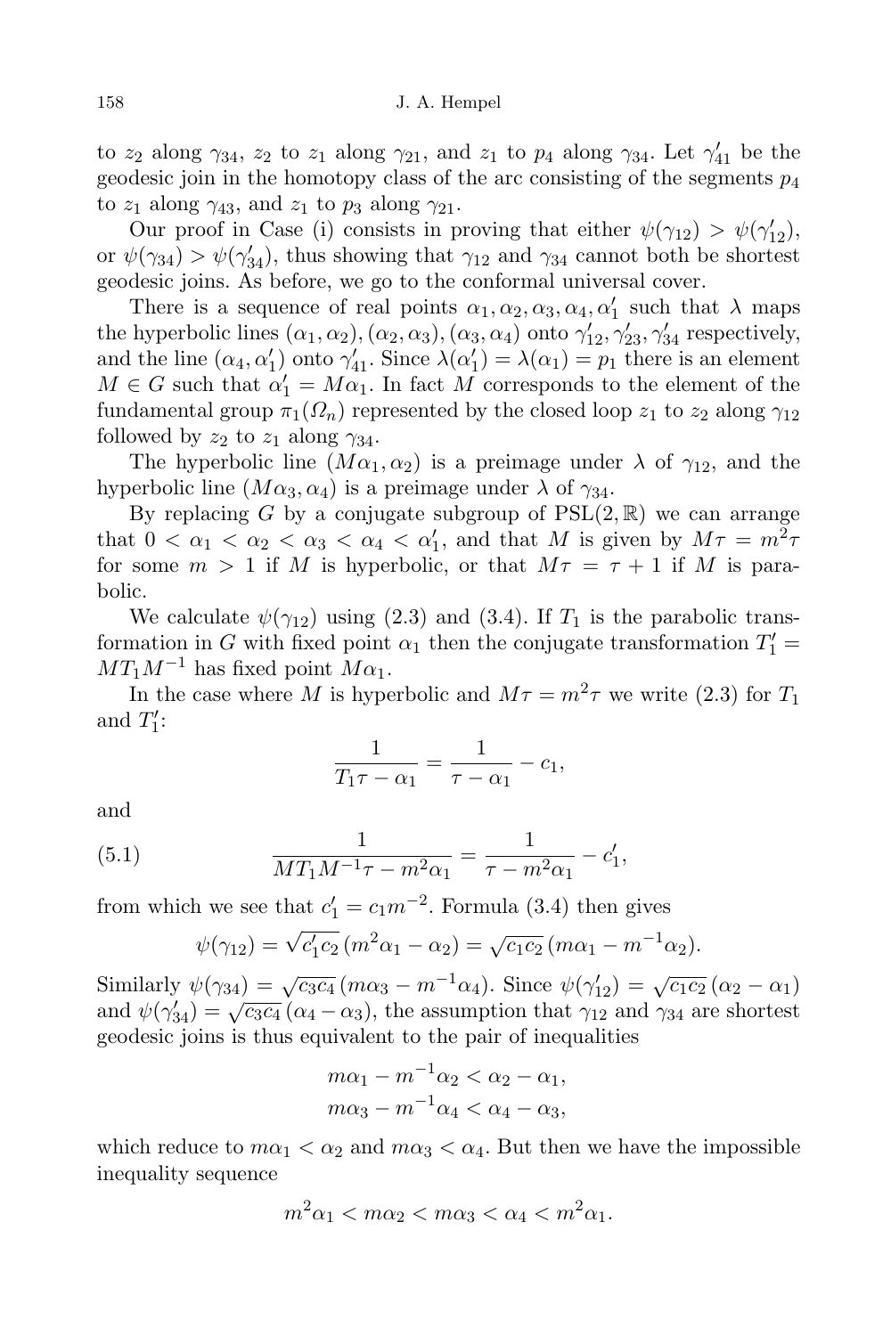to $z_2$ along $\gamma_{34}$, $z_2$ to $z_1$ along $\gamma_{21}$, and $z_1$ to $p_4$ along $\gamma_{34}$. Let $\gamma'_{41}$ be the geodesic join in the homotopy class of the arc consisting of the segments $p_4$ to $z_1$ along $\gamma_{43}$, and $z_1$ to $p_3$ along $\gamma_{21}$.

Our proof in Case (i) consists in proving that either $\psi(\gamma_{12}) > \psi(\gamma'_{12})$, or $\psi(\gamma_{34}) > \psi(\gamma'_{34})$, thus showing that $\gamma_{12}$ and $\gamma_{34}$ cannot both be shortest geodesic joins. As before, we go to the conformal universal cover.

There is a sequence of real points $\alpha_1, \alpha_2, \alpha_3, \alpha_4, \alpha'_1$ such that $\lambda$ maps the hyperbolic lines $(\alpha_1, \alpha_2), (\alpha_2, \alpha_3), (\alpha_3, \alpha_4)$ onto $\gamma'_{12}, \gamma'_{23}, \gamma'_{34}$ respectively, and the line $(\alpha_4, \alpha'_1)$ onto $\gamma'_{41}$. Since $\lambda(\alpha'_1) = \lambda(\alpha_1) = p_1$ there is an element $M \in G$ such that $\alpha'_1 = M\alpha_1$. In fact $M$ corresponds to the element of the fundamental group $\pi_1(\Omega_n)$ represented by the closed loop $z_1$ to $z_2$ along $\gamma_{12}$ followed by $z_2$ to $z_1$ along $\gamma_{34}$.

The hyperbolic line $(M\alpha_1, \alpha_2)$ is a preimage under $\lambda$ of $\gamma_{12}$, and the hyperbolic line $(M\alpha_3, \alpha_4)$ is a preimage under $\lambda$ of $\gamma_{34}$.

By replacing $G$ by a conjugate subgroup of $\mathrm{PSL}(2, \mathbb{R})$ we can arrange that $0 < \alpha_1 < \alpha_2 < \alpha_3 < \alpha_4 < \alpha'_1$, and that $M$ is given by $M\tau = m^2\tau$ for some $m > 1$ if $M$ is hyperbolic, or that $M\tau = \tau + 1$ if $M$ is parabolic.

We calculate $\psi(\gamma_{12})$ using (2.3) and (3.4). If $T_1$ is the parabolic transformation in $G$ with fixed point $\alpha_1$ then the conjugate transformation $T'_1 = MT_1M^{-1}$ has fixed point $M\alpha_1$.

In the case where $M$ is hyperbolic and $M\tau = m^2\tau$ we write (2.3) for $T_1$ and $T'_1$:

$$\frac{1}{T_1\tau - \alpha_1} = \frac{1}{\tau - \alpha_1} - c_1,$$

and

$$\frac{1}{MT_1M^{-1}\tau - m^2\alpha_1} = \frac{1}{\tau - m^2\alpha_1} - c'_1, \tag{5.1}$$

from which we see that $c'_1 = c_1 m^{-2}$. Formula (3.4) then gives

$$\psi(\gamma_{12}) = \sqrt{c'_1 c_2}\,(m^2\alpha_1 - \alpha_2) = \sqrt{c_1 c_2}\,(m\alpha_1 - m^{-1}\alpha_2).$$

Similarly $\psi(\gamma_{34}) = \sqrt{c_3 c_4}\,(m\alpha_3 - m^{-1}\alpha_4)$. Since $\psi(\gamma'_{12}) = \sqrt{c_1 c_2}\,(\alpha_2 - \alpha_1)$ and $\psi(\gamma'_{34}) = \sqrt{c_3 c_4}\,(\alpha_4 - \alpha_3)$, the assumption that $\gamma_{12}$ and $\gamma_{34}$ are shortest geodesic joins is thus equivalent to the pair of inequalities

$$m\alpha_1 - m^{-1}\alpha_2 < \alpha_2 - \alpha_1,$$
$$m\alpha_3 - m^{-1}\alpha_4 < \alpha_4 - \alpha_3,$$

which reduce to $m\alpha_1 < \alpha_2$ and $m\alpha_3 < \alpha_4$. But then we have the impossible inequality sequence

$$m^2\alpha_1 < m\alpha_2 < m\alpha_3 < \alpha_4 < m^2\alpha_1.$$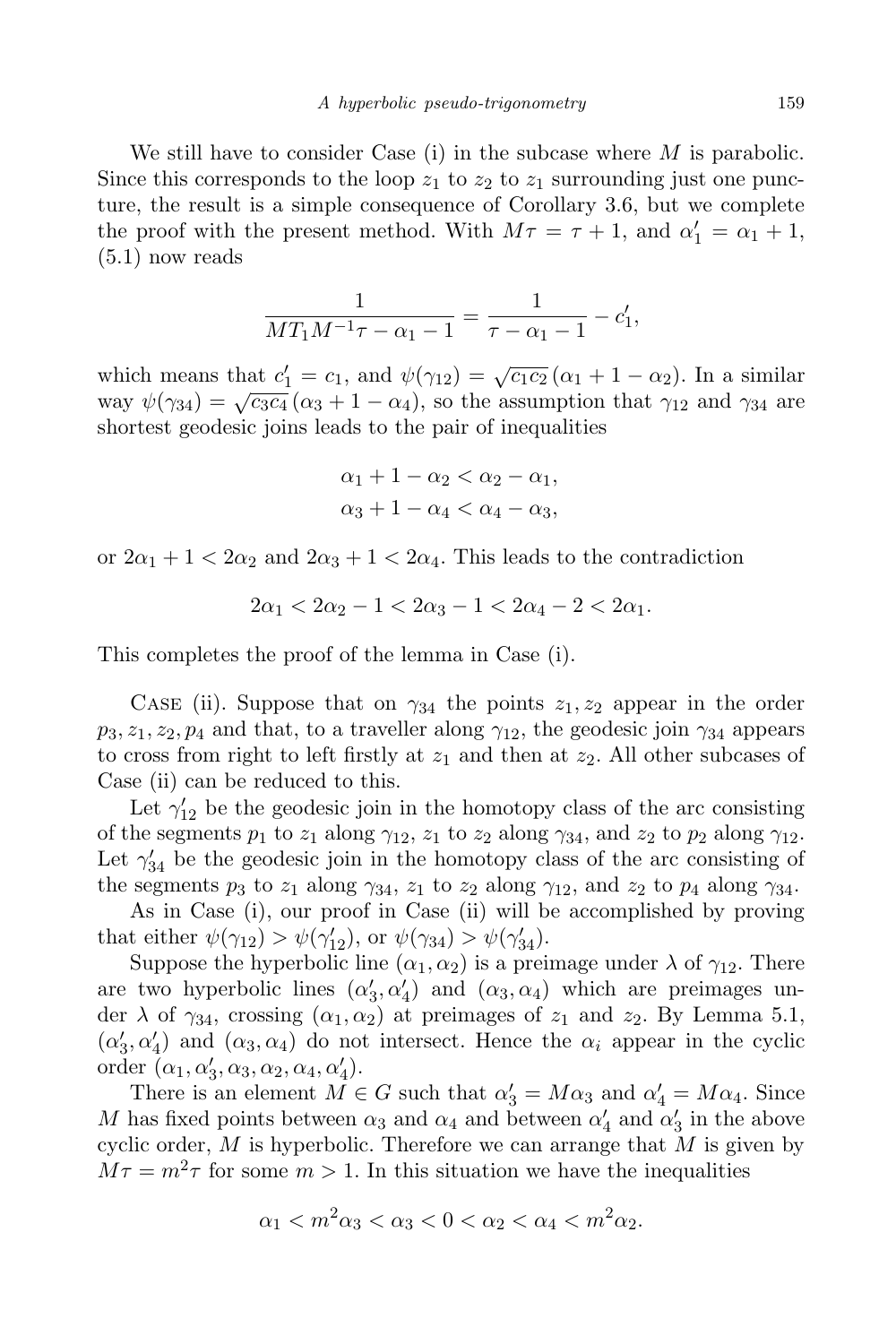We still have to consider Case (i) in the subcase where $M$ is parabolic. Since this corresponds to the loop $z_1$ to $z_2$ to $z_1$ surrounding just one puncture, the result is a simple consequence of Corollary 3.6, but we complete the proof with the present method. With $M\tau = \tau + 1$, and $\alpha_1' = \alpha_1 + 1$, (5.1) now reads

$$\frac{1}{MT_1M^{-1}\tau - \alpha_1 - 1} = \frac{1}{\tau - \alpha_1 - 1} - c_1',$$

which means that $c_1' = c_1$, and $\psi(\gamma_{12}) = \sqrt{c_1c_2}\,(\alpha_1 + 1 - \alpha_2)$. In a similar way $\psi(\gamma_{34}) = \sqrt{c_3c_4}\,(\alpha_3 + 1 - \alpha_4)$, so the assumption that $\gamma_{12}$ and $\gamma_{34}$ are shortest geodesic joins leads to the pair of inequalities

$$\alpha_1 + 1 - \alpha_2 < \alpha_2 - \alpha_1,$$
$$\alpha_3 + 1 - \alpha_4 < \alpha_4 - \alpha_3,$$

or $2\alpha_1 + 1 < 2\alpha_2$ and $2\alpha_3 + 1 < 2\alpha_4$. This leads to the contradiction

$$2\alpha_1 < 2\alpha_2 - 1 < 2\alpha_3 - 1 < 2\alpha_4 - 2 < 2\alpha_1.$$

This completes the proof of the lemma in Case (i).

Case (ii). Suppose that on $\gamma_{34}$ the points $z_1, z_2$ appear in the order $p_3, z_1, z_2, p_4$ and that, to a traveller along $\gamma_{12}$, the geodesic join $\gamma_{34}$ appears to cross from right to left firstly at $z_1$ and then at $z_2$. All other subcases of Case (ii) can be reduced to this.

Let $\gamma_{12}'$ be the geodesic join in the homotopy class of the arc consisting of the segments $p_1$ to $z_1$ along $\gamma_{12}$, $z_1$ to $z_2$ along $\gamma_{34}$, and $z_2$ to $p_2$ along $\gamma_{12}$. Let $\gamma_{34}'$ be the geodesic join in the homotopy class of the arc consisting of the segments $p_3$ to $z_1$ along $\gamma_{34}$, $z_1$ to $z_2$ along $\gamma_{12}$, and $z_2$ to $p_4$ along $\gamma_{34}$.

As in Case (i), our proof in Case (ii) will be accomplished by proving that either $\psi(\gamma_{12}) > \psi(\gamma_{12}')$, or $\psi(\gamma_{34}) > \psi(\gamma_{34}')$.

Suppose the hyperbolic line $(\alpha_1, \alpha_2)$ is a preimage under $\lambda$ of $\gamma_{12}$. There are two hyperbolic lines $(\alpha_3', \alpha_4')$ and $(\alpha_3, \alpha_4)$ which are preimages under $\lambda$ of $\gamma_{34}$, crossing $(\alpha_1, \alpha_2)$ at preimages of $z_1$ and $z_2$. By Lemma 5.1, $(\alpha_3', \alpha_4')$ and $(\alpha_3, \alpha_4)$ do not intersect. Hence the $\alpha_i$ appear in the cyclic order $(\alpha_1, \alpha_3', \alpha_3, \alpha_2, \alpha_4, \alpha_4')$.

There is an element $M \in G$ such that $\alpha_3' = M\alpha_3$ and $\alpha_4' = M\alpha_4$. Since $M$ has fixed points between $\alpha_3$ and $\alpha_4$ and between $\alpha_4'$ and $\alpha_3'$ in the above cyclic order, $M$ is hyperbolic. Therefore we can arrange that $M$ is given by $M\tau = m^2\tau$ for some $m > 1$. In this situation we have the inequalities

$$\alpha_1 < m^2\alpha_3 < \alpha_3 < 0 < \alpha_2 < \alpha_4 < m^2\alpha_2.$$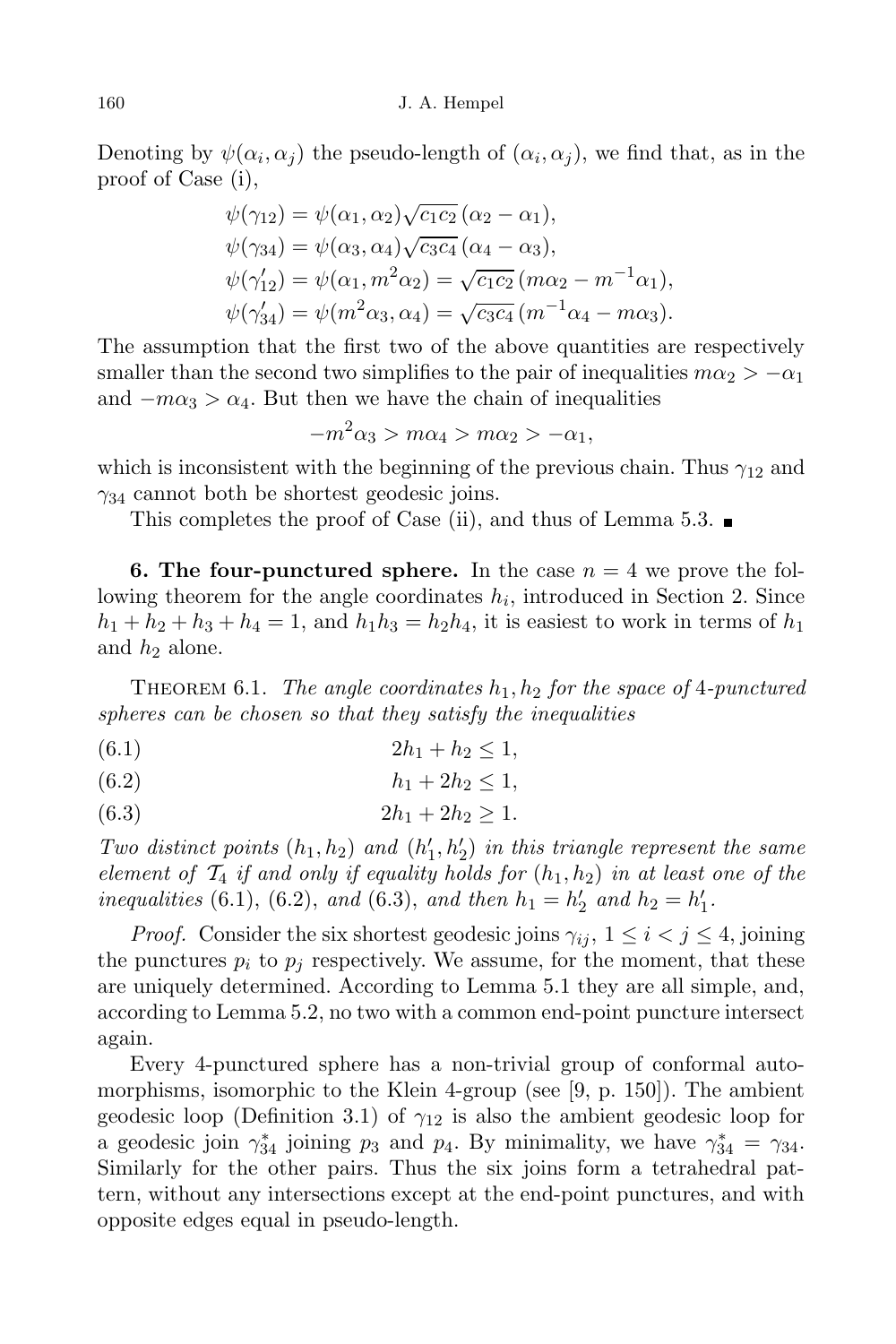Denoting by $\psi(\alpha_i, \alpha_j)$ the pseudo-length of $(\alpha_i, \alpha_j)$, we find that, as in the proof of Case (i),

$$
\begin{aligned}
\psi(\gamma_{12}) &= \psi(\alpha_1, \alpha_2)\sqrt{c_1 c_2}\,(\alpha_2 - \alpha_1),\\
\psi(\gamma_{34}) &= \psi(\alpha_3, \alpha_4)\sqrt{c_3 c_4}\,(\alpha_4 - \alpha_3),\\
\psi(\gamma'_{12}) &= \psi(\alpha_1, m^2\alpha_2) = \sqrt{c_1 c_2}\,(m\alpha_2 - m^{-1}\alpha_1),\\
\psi(\gamma'_{34}) &= \psi(m^2\alpha_3, \alpha_4) = \sqrt{c_3 c_4}\,(m^{-1}\alpha_4 - m\alpha_3).
\end{aligned}
$$

The assumption that the first two of the above quantities are respectively smaller than the second two simplifies to the pair of inequalities $m\alpha_2 > -\alpha_1$ and $-m\alpha_3 > \alpha_4$. But then we have the chain of inequalities

$$
-m^2\alpha_3 > m\alpha_4 > m\alpha_2 > -\alpha_1,
$$

which is inconsistent with the beginning of the previous chain. Thus $\gamma_{12}$ and $\gamma_{34}$ cannot both be shortest geodesic joins.

This completes the proof of Case (ii), and thus of Lemma 5.3. ∎

**6. The four-punctured sphere.** In the case $n = 4$ we prove the following theorem for the angle coordinates $h_i$, introduced in Section 2. Since $h_1 + h_2 + h_3 + h_4 = 1$, and $h_1 h_3 = h_2 h_4$, it is easiest to work in terms of $h_1$ and $h_2$ alone.

Theorem 6.1. *The angle coordinates $h_1, h_2$ for the space of 4-punctured spheres can be chosen so that they satisfy the inequalities*

$$
2h_1 + h_2 \le 1, \tag{6.1}
$$

$$
h_1 + 2h_2 \le 1, \tag{6.2}
$$

$$
2h_1 + 2h_2 \ge 1. \tag{6.3}
$$

*Two distinct points $(h_1, h_2)$ and $(h'_1, h'_2)$ in this triangle represent the same element of $\mathcal{T}_4$ if and only if equality holds for $(h_1, h_2)$ in at least one of the inequalities* (6.1), (6.2), *and* (6.3), *and then $h_1 = h'_2$ and $h_2 = h'_1$.*

*Proof.* Consider the six shortest geodesic joins $\gamma_{ij}$, $1 \le i < j \le 4$, joining the punctures $p_i$ to $p_j$ respectively. We assume, for the moment, that these are uniquely determined. According to Lemma 5.1 they are all simple, and, according to Lemma 5.2, no two with a common end-point puncture intersect again.

Every 4-punctured sphere has a non-trivial group of conformal automorphisms, isomorphic to the Klein 4-group (see [9, p. 150]). The ambient geodesic loop (Definition 3.1) of $\gamma_{12}$ is also the ambient geodesic loop for a geodesic join $\gamma^*_{34}$ joining $p_3$ and $p_4$. By minimality, we have $\gamma^*_{34} = \gamma_{34}$. Similarly for the other pairs. Thus the six joins form a tetrahedral pattern, without any intersections except at the end-point punctures, and with opposite edges equal in pseudo-length.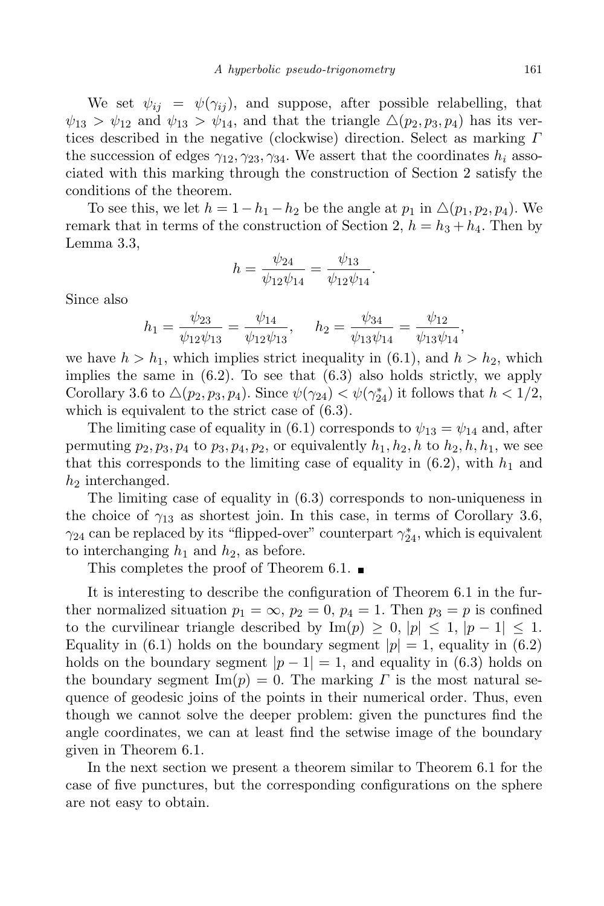We set $\psi_{ij} = \psi(\gamma_{ij})$, and suppose, after possible relabelling, that $\psi_{13} > \psi_{12}$ and $\psi_{13} > \psi_{14}$, and that the triangle $\triangle(p_2, p_3, p_4)$ has its vertices described in the negative (clockwise) direction. Select as marking $\Gamma$ the succession of edges $\gamma_{12}, \gamma_{23}, \gamma_{34}$. We assert that the coordinates $h_i$ associated with this marking through the construction of Section 2 satisfy the conditions of the theorem.

To see this, we let $h = 1 - h_1 - h_2$ be the angle at $p_1$ in $\triangle(p_1, p_2, p_4)$. We remark that in terms of the construction of Section 2, $h = h_3 + h_4$. Then by Lemma 3.3,

$$h = \frac{\psi_{24}}{\psi_{12}\psi_{14}} = \frac{\psi_{13}}{\psi_{12}\psi_{14}}.$$

Since also

$$h_1 = \frac{\psi_{23}}{\psi_{12}\psi_{13}} = \frac{\psi_{14}}{\psi_{12}\psi_{13}}, \qquad h_2 = \frac{\psi_{34}}{\psi_{13}\psi_{14}} = \frac{\psi_{12}}{\psi_{13}\psi_{14}},$$

we have $h > h_1$, which implies strict inequality in (6.1), and $h > h_2$, which implies the same in (6.2). To see that (6.3) also holds strictly, we apply Corollary 3.6 to $\triangle(p_2, p_3, p_4)$. Since $\psi(\gamma_{24}) < \psi(\gamma_{24}^*)$ it follows that $h < 1/2$, which is equivalent to the strict case of (6.3).

The limiting case of equality in (6.1) corresponds to $\psi_{13} = \psi_{14}$ and, after permuting $p_2, p_3, p_4$ to $p_3, p_4, p_2$, or equivalently $h_1, h_2, h$ to $h_2, h, h_1$, we see that this corresponds to the limiting case of equality in (6.2), with $h_1$ and $h_2$ interchanged.

The limiting case of equality in (6.3) corresponds to non-uniqueness in the choice of $\gamma_{13}$ as shortest join. In this case, in terms of Corollary 3.6, $\gamma_{24}$ can be replaced by its "flipped-over" counterpart $\gamma_{24}^*$, which is equivalent to interchanging $h_1$ and $h_2$, as before.

This completes the proof of Theorem 6.1. ■

It is interesting to describe the configuration of Theorem 6.1 in the further normalized situation $p_1 = \infty$, $p_2 = 0$, $p_4 = 1$. Then $p_3 = p$ is confined to the curvilinear triangle described by $\mathrm{Im}(p) \geq 0$, $|p| \leq 1$, $|p - 1| \leq 1$. Equality in (6.1) holds on the boundary segment $|p| = 1$, equality in (6.2) holds on the boundary segment $|p - 1| = 1$, and equality in (6.3) holds on the boundary segment $\mathrm{Im}(p) = 0$. The marking $\Gamma$ is the most natural sequence of geodesic joins of the points in their numerical order. Thus, even though we cannot solve the deeper problem: given the punctures find the angle coordinates, we can at least find the setwise image of the boundary given in Theorem 6.1.

In the next section we present a theorem similar to Theorem 6.1 for the case of five punctures, but the corresponding configurations on the sphere are not easy to obtain.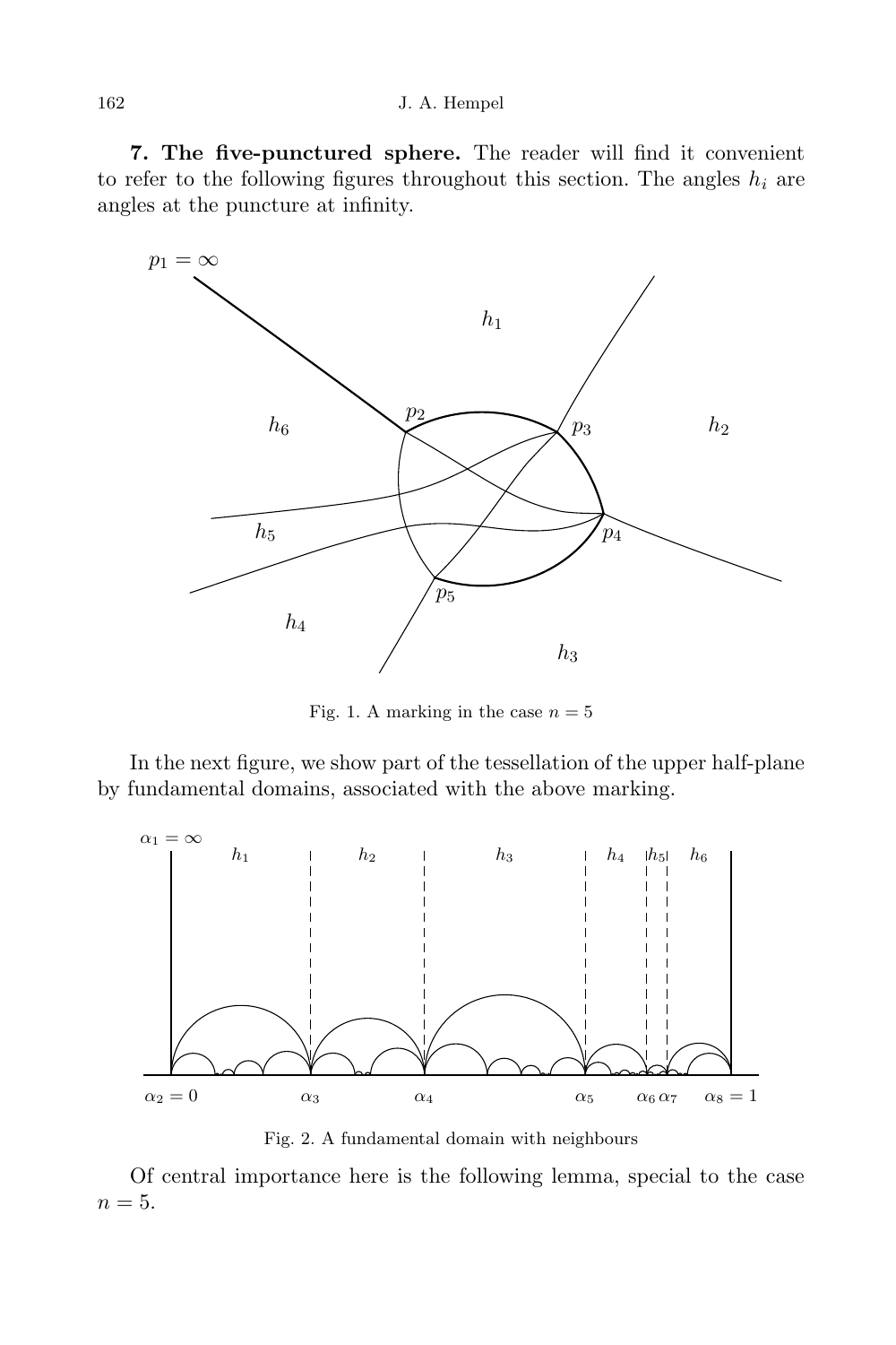**7. The five-punctured sphere.** The reader will find it convenient to refer to the following figures throughout this section. The angles $h_i$ are angles at the puncture at infinity.

$p_1 = \infty$

$h_1$

$h_6$

$p_2$

$p_3$

$h_2$

$h_5$

$p_4$

$h_4$

$p_5$

$h_3$

Fig. 1. A marking in the case $n = 5$

In the next figure, we show part of the tessellation of the upper half-plane by fundamental domains, associated with the above marking.

$\alpha_1 = \infty$

$h_1$ $h_2$ $h_3$ $h_4$ $h_5$ $h_6$

$\alpha_2 = 0$ $\alpha_3$ $\alpha_4$ $\alpha_5$ $\alpha_6$ $\alpha_7$ $\alpha_8 = 1$

Fig. 2. A fundamental domain with neighbours

Of central importance here is the following lemma, special to the case $n = 5$.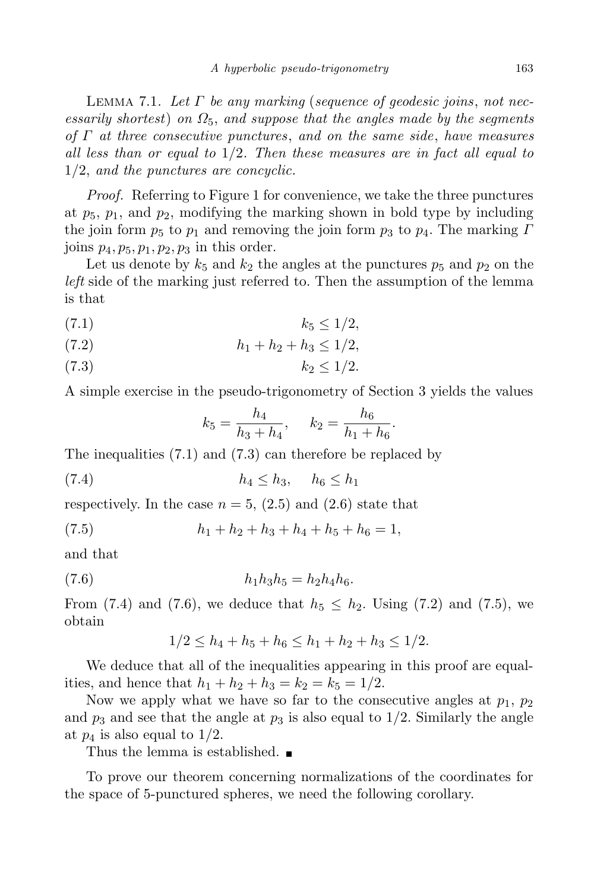LEMMA 7.1. *Let $\Gamma$ be any marking* (*sequence of geodesic joins*, *not necessarily shortest*) *on $\Omega_5$*, *and suppose that the angles made by the segments of $\Gamma$ at three consecutive punctures*, *and on the same side*, *have measures all less than or equal to* $1/2$. *Then these measures are in fact all equal to* $1/2$, *and the punctures are concyclic.*

*Proof.* Referring to Figure 1 for convenience, we take the three punctures at $p_5$, $p_1$, and $p_2$, modifying the marking shown in bold type by including the join form $p_5$ to $p_1$ and removing the join form $p_3$ to $p_4$. The marking $\Gamma$ joins $p_4, p_5, p_1, p_2, p_3$ in this order.

Let us denote by $k_5$ and $k_2$ the angles at the punctures $p_5$ and $p_2$ on the *left* side of the marking just referred to. Then the assumption of the lemma is that

$$k_5 \le 1/2, \tag{7.1}$$

$$h_1 + h_2 + h_3 \le 1/2, \tag{7.2}$$

$$k_2 \le 1/2. \tag{7.3}$$

A simple exercise in the pseudo-trigonometry of Section 3 yields the values

$$k_5 = \frac{h_4}{h_3 + h_4}, \quad k_2 = \frac{h_6}{h_1 + h_6}.$$

The inequalities (7.1) and (7.3) can therefore be replaced by

$$h_4 \le h_3, \quad h_6 \le h_1 \tag{7.4}$$

respectively. In the case $n = 5$, (2.5) and (2.6) state that

$$h_1 + h_2 + h_3 + h_4 + h_5 + h_6 = 1, \tag{7.5}$$

and that

$$h_1 h_3 h_5 = h_2 h_4 h_6. \tag{7.6}$$

From (7.4) and (7.6), we deduce that $h_5 \le h_2$. Using (7.2) and (7.5), we obtain

$$1/2 \le h_4 + h_5 + h_6 \le h_1 + h_2 + h_3 \le 1/2.$$

We deduce that all of the inequalities appearing in this proof are equalities, and hence that $h_1 + h_2 + h_3 = k_2 = k_5 = 1/2$.

Now we apply what we have so far to the consecutive angles at $p_1$, $p_2$ and $p_3$ and see that the angle at $p_3$ is also equal to $1/2$. Similarly the angle at $p_4$ is also equal to $1/2$.

Thus the lemma is established. ∎

To prove our theorem concerning normalizations of the coordinates for the space of 5-punctured spheres, we need the following corollary.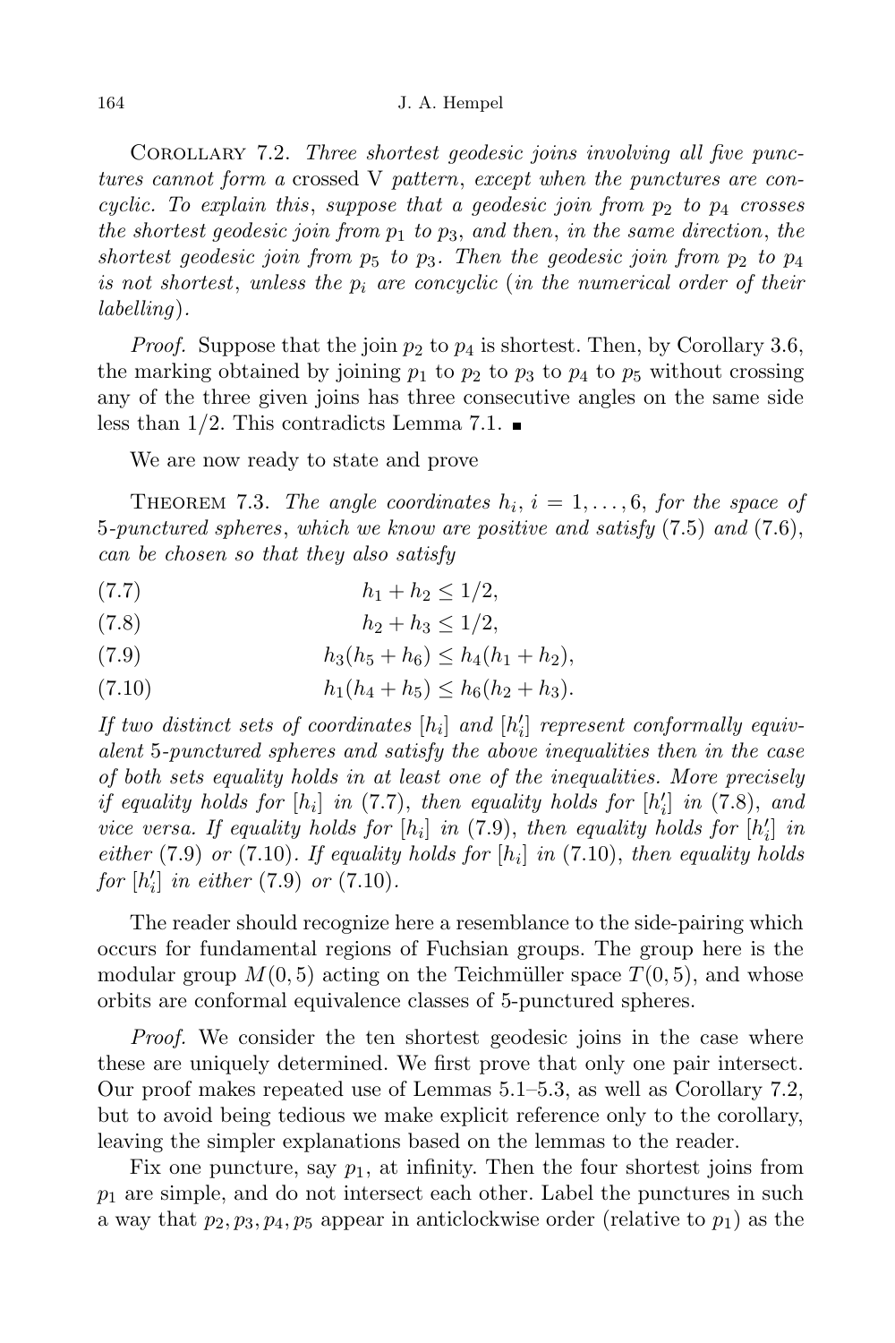Corollary 7.2. *Three shortest geodesic joins involving all five punctures cannot form a* crossed V *pattern*, *except when the punctures are concyclic. To explain this*, *suppose that a geodesic join from* $p_2$ *to* $p_4$ *crosses the shortest geodesic join from* $p_1$ *to* $p_3$, *and then*, *in the same direction*, *the shortest geodesic join from* $p_5$ *to* $p_3$. *Then the geodesic join from* $p_2$ *to* $p_4$ *is not shortest*, *unless the* $p_i$ *are concyclic* (*in the numerical order of their labelling*).

*Proof.* Suppose that the join $p_2$ to $p_4$ is shortest. Then, by Corollary 3.6, the marking obtained by joining $p_1$ to $p_2$ to $p_3$ to $p_4$ to $p_5$ without crossing any of the three given joins has three consecutive angles on the same side less than $1/2$. This contradicts Lemma 7.1. ∎

We are now ready to state and prove

Theorem 7.3. *The angle coordinates* $h_i$, $i = 1, \ldots, 6$, *for the space of* 5-*punctured spheres*, *which we know are positive and satisfy* (7.5) *and* (7.6), *can be chosen so that they also satisfy*

$$h_1 + h_2 \le 1/2, \tag{7.7}$$

$$h_2 + h_3 \le 1/2, \tag{7.8}$$

$$h_3(h_5 + h_6) \le h_4(h_1 + h_2), \tag{7.9}$$

$$h_1(h_4 + h_5) \le h_6(h_2 + h_3). \tag{7.10}$$

*If two distinct sets of coordinates* $[h_i]$ *and* $[h'_i]$ *represent conformally equivalent* 5-*punctured spheres and satisfy the above inequalities then in the case of both sets equality holds in at least one of the inequalities. More precisely if equality holds for* $[h_i]$ *in* (7.7), *then equality holds for* $[h'_i]$ *in* (7.8), *and vice versa. If equality holds for* $[h_i]$ *in* (7.9), *then equality holds for* $[h'_i]$ *in either* (7.9) *or* (7.10). *If equality holds for* $[h_i]$ *in* (7.10), *then equality holds for* $[h'_i]$ *in either* (7.9) *or* (7.10).

The reader should recognize here a resemblance to the side-pairing which occurs for fundamental regions of Fuchsian groups. The group here is the modular group $M(0, 5)$ acting on the Teichmüller space $T(0, 5)$, and whose orbits are conformal equivalence classes of 5-punctured spheres.

*Proof.* We consider the ten shortest geodesic joins in the case where these are uniquely determined. We first prove that only one pair intersect. Our proof makes repeated use of Lemmas 5.1–5.3, as well as Corollary 7.2, but to avoid being tedious we make explicit reference only to the corollary, leaving the simpler explanations based on the lemmas to the reader.

Fix one puncture, say $p_1$, at infinity. Then the four shortest joins from $p_1$ are simple, and do not intersect each other. Label the punctures in such a way that $p_2, p_3, p_4, p_5$ appear in anticlockwise order (relative to $p_1$) as the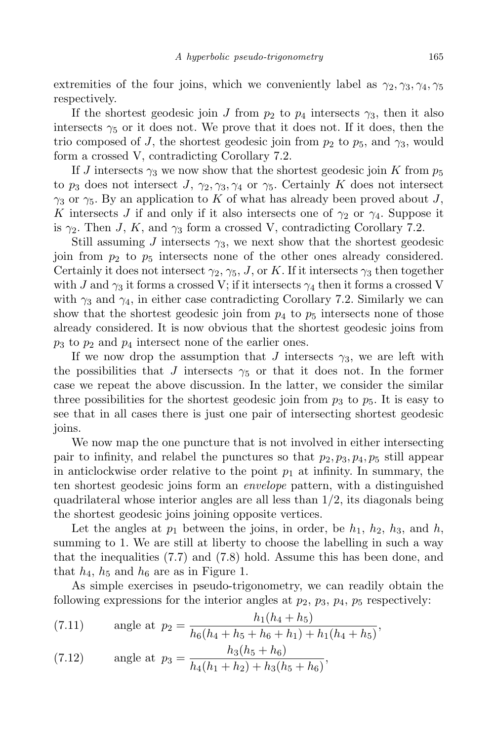extremities of the four joins, which we conveniently label as $\gamma_2, \gamma_3, \gamma_4, \gamma_5$ respectively.

If the shortest geodesic join $J$ from $p_2$ to $p_4$ intersects $\gamma_3$, then it also intersects $\gamma_5$ or it does not. We prove that it does not. If it does, then the trio composed of $J$, the shortest geodesic join from $p_2$ to $p_5$, and $\gamma_3$, would form a crossed V, contradicting Corollary 7.2.

If $J$ intersects $\gamma_3$ we now show that the shortest geodesic join $K$ from $p_5$ to $p_3$ does not intersect $J$, $\gamma_2, \gamma_3, \gamma_4$ or $\gamma_5$. Certainly $K$ does not intersect $\gamma_3$ or $\gamma_5$. By an application to $K$ of what has already been proved about $J$, $K$ intersects $J$ if and only if it also intersects one of $\gamma_2$ or $\gamma_4$. Suppose it is $\gamma_2$. Then $J$, $K$, and $\gamma_3$ form a crossed V, contradicting Corollary 7.2.

Still assuming $J$ intersects $\gamma_3$, we next show that the shortest geodesic join from $p_2$ to $p_5$ intersects none of the other ones already considered. Certainly it does not intersect $\gamma_2, \gamma_5$, $J$, or $K$. If it intersects $\gamma_3$ then together with $J$ and $\gamma_3$ it forms a crossed V; if it intersects $\gamma_4$ then it forms a crossed V with $\gamma_3$ and $\gamma_4$, in either case contradicting Corollary 7.2. Similarly we can show that the shortest geodesic join from $p_4$ to $p_5$ intersects none of those already considered. It is now obvious that the shortest geodesic joins from $p_3$ to $p_2$ and $p_4$ intersect none of the earlier ones.

If we now drop the assumption that $J$ intersects $\gamma_3$, we are left with the possibilities that $J$ intersects $\gamma_5$ or that it does not. In the former case we repeat the above discussion. In the latter, we consider the similar three possibilities for the shortest geodesic join from $p_3$ to $p_5$. It is easy to see that in all cases there is just one pair of intersecting shortest geodesic joins.

We now map the one puncture that is not involved in either intersecting pair to infinity, and relabel the punctures so that $p_2, p_3, p_4, p_5$ still appear in anticlockwise order relative to the point $p_1$ at infinity. In summary, the ten shortest geodesic joins form an *envelope* pattern, with a distinguished quadrilateral whose interior angles are all less than $1/2$, its diagonals being the shortest geodesic joins joining opposite vertices.

Let the angles at $p_1$ between the joins, in order, be $h_1$, $h_2$, $h_3$, and $h$, summing to 1. We are still at liberty to choose the labelling in such a way that the inequalities (7.7) and (7.8) hold. Assume this has been done, and that $h_4$, $h_5$ and $h_6$ are as in Figure 1.

As simple exercises in pseudo-trigonometry, we can readily obtain the following expressions for the interior angles at $p_2$, $p_3$, $p_4$, $p_5$ respectively:

$$\text{angle at } p_2 = \frac{h_1(h_4 + h_5)}{h_6(h_4 + h_5 + h_6 + h_1) + h_1(h_4 + h_5)}, \tag{7.11}$$

$$\text{angle at } p_3 = \frac{h_3(h_5 + h_6)}{h_4(h_1 + h_2) + h_3(h_5 + h_6)}, \tag{7.12}$$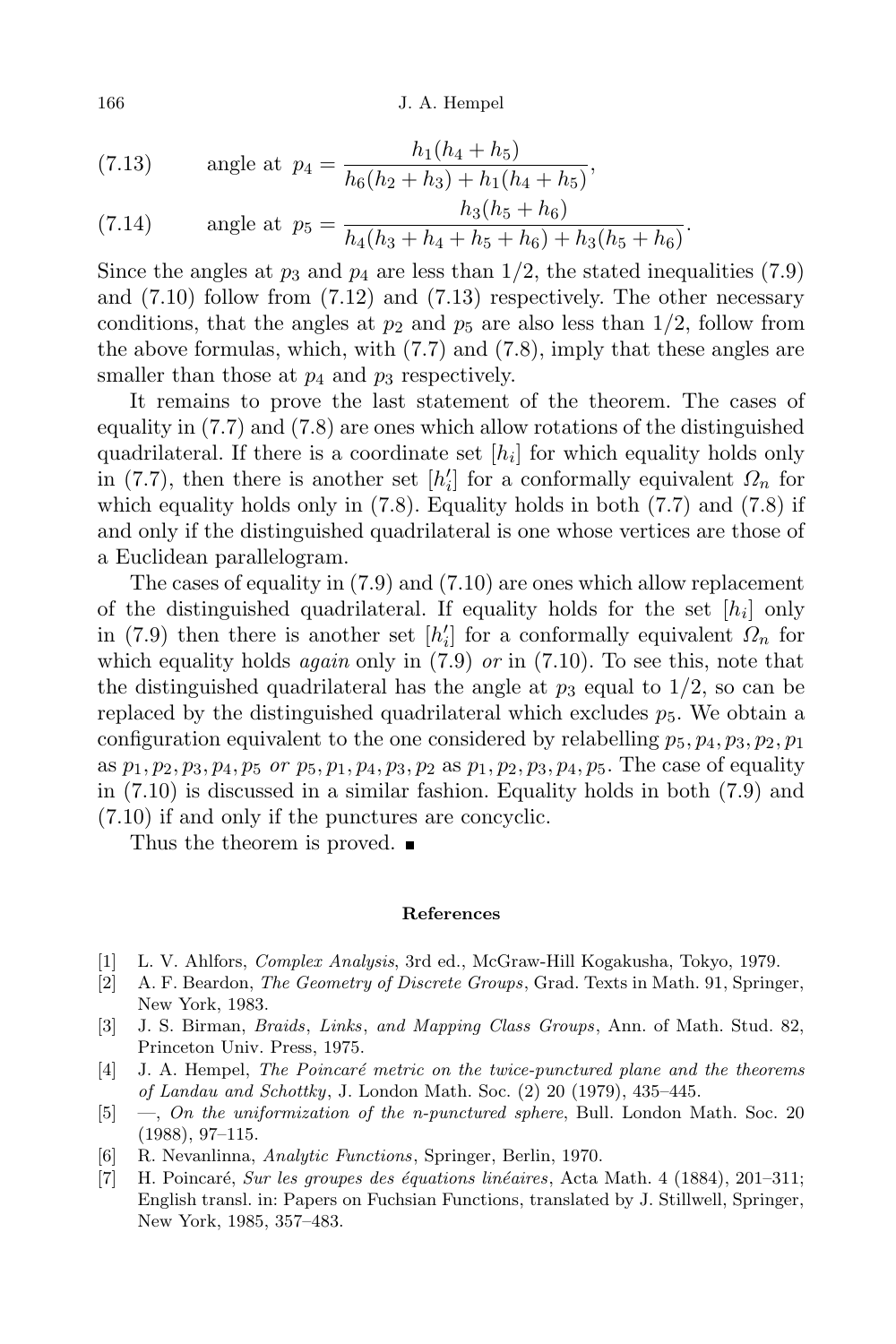$$\text{(7.13)} \qquad \text{angle at } p_4 = \frac{h_1(h_4+h_5)}{h_6(h_2+h_3)+h_1(h_4+h_5)},$$

$$\text{(7.14)} \qquad \text{angle at } p_5 = \frac{h_3(h_5+h_6)}{h_4(h_3+h_4+h_5+h_6)+h_3(h_5+h_6)}.$$

Since the angles at $p_3$ and $p_4$ are less than $1/2$, the stated inequalities (7.9) and (7.10) follow from (7.12) and (7.13) respectively. The other necessary conditions, that the angles at $p_2$ and $p_5$ are also less than $1/2$, follow from the above formulas, which, with (7.7) and (7.8), imply that these angles are smaller than those at $p_4$ and $p_3$ respectively.

It remains to prove the last statement of the theorem. The cases of equality in (7.7) and (7.8) are ones which allow rotations of the distinguished quadrilateral. If there is a coordinate set $[h_i]$ for which equality holds only in (7.7), then there is another set $[h'_i]$ for a conformally equivalent $\Omega_n$ for which equality holds only in (7.8). Equality holds in both (7.7) and (7.8) if and only if the distinguished quadrilateral is one whose vertices are those of a Euclidean parallelogram.

The cases of equality in (7.9) and (7.10) are ones which allow replacement of the distinguished quadrilateral. If equality holds for the set $[h_i]$ only in (7.9) then there is another set $[h'_i]$ for a conformally equivalent $\Omega_n$ for which equality holds *again* only in (7.9) *or* in (7.10). To see this, note that the distinguished quadrilateral has the angle at $p_3$ equal to $1/2$, so can be replaced by the distinguished quadrilateral which excludes $p_5$. We obtain a configuration equivalent to the one considered by relabelling $p_5, p_4, p_3, p_2, p_1$ as $p_1, p_2, p_3, p_4, p_5$ *or* $p_5, p_1, p_4, p_3, p_2$ as $p_1, p_2, p_3, p_4, p_5$. The case of equality in (7.10) is discussed in a similar fashion. Equality holds in both (7.9) and (7.10) if and only if the punctures are concyclic.

Thus the theorem is proved. ∎

## References

[1] L. V. Ahlfors, *Complex Analysis*, 3rd ed., McGraw-Hill Kogakusha, Tokyo, 1979.

[2] A. F. Beardon, *The Geometry of Discrete Groups*, Grad. Texts in Math. 91, Springer, New York, 1983.

[3] J. S. Birman, *Braids, Links, and Mapping Class Groups*, Ann. of Math. Stud. 82, Princeton Univ. Press, 1975.

[4] J. A. Hempel, *The Poincaré metric on the twice-punctured plane and the theorems of Landau and Schottky*, J. London Math. Soc. (2) 20 (1979), 435–445.

[5] —, *On the uniformization of the n-punctured sphere*, Bull. London Math. Soc. 20 (1988), 97–115.

[6] R. Nevanlinna, *Analytic Functions*, Springer, Berlin, 1970.

[7] H. Poincaré, *Sur les groupes des équations linéaires*, Acta Math. 4 (1884), 201–311; English transl. in: Papers on Fuchsian Functions, translated by J. Stillwell, Springer, New York, 1985, 357–483.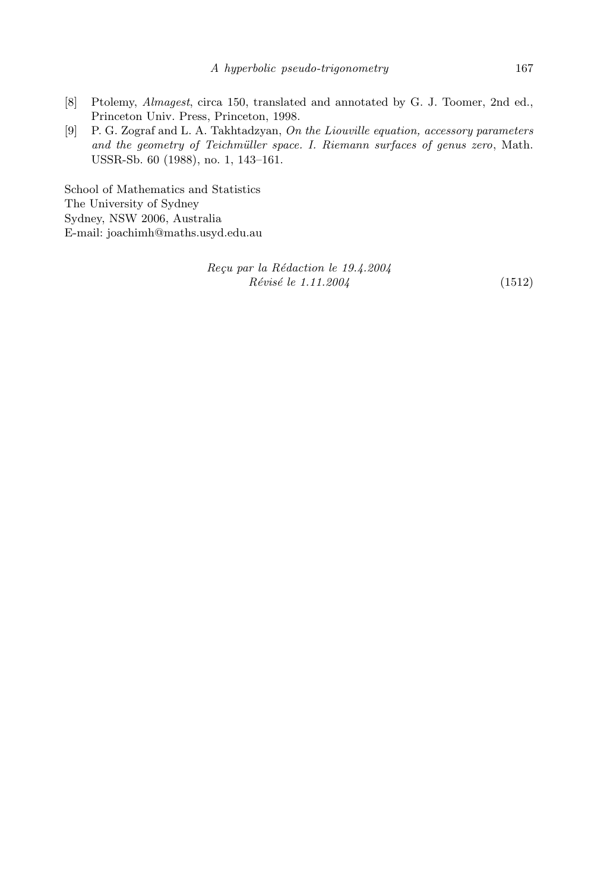[8] Ptolemy, *Almagest*, circa 150, translated and annotated by G. J. Toomer, 2nd ed., Princeton Univ. Press, Princeton, 1998.

[9] P. G. Zograf and L. A. Takhtadzyan, *On the Liouville equation, accessory parameters and the geometry of Teichmüller space. I. Riemann surfaces of genus zero*, Math. USSR-Sb. 60 (1988), no. 1, 143–161.

School of Mathematics and Statistics
The University of Sydney
Sydney, NSW 2006, Australia
E-mail: joachimh@maths.usyd.edu.au

*Reçu par la Rédaction le 19.4.2004*
*Révisé le 1.11.2004* (1512)